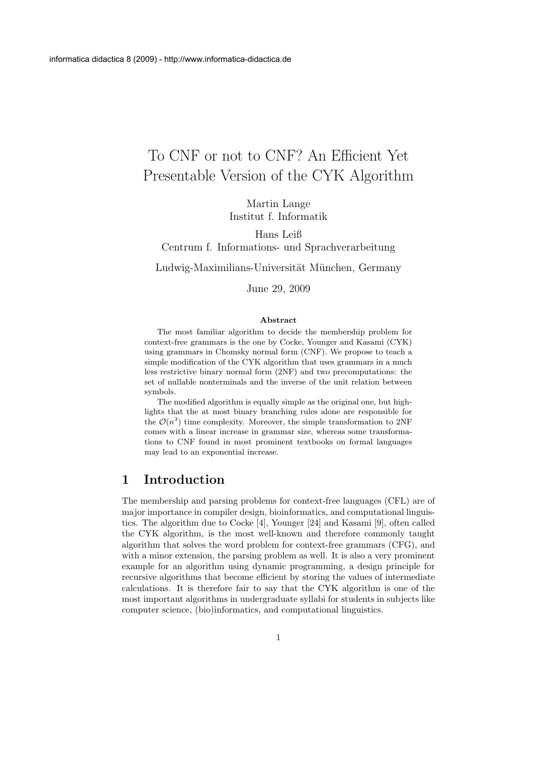# To CNF or not to CNF? An Efficient Yet Presentable Version of the CYK Algorithm

Martin Lange
Institut f. Informatik

Hans Leiß
Centrum f. Informations- und Sprachverarbeitung

Ludwig-Maximilians-Universität München, Germany

June 29, 2009

**Abstract**

The most familiar algorithm to decide the membership problem for context-free grammars is the one by Cocke, Younger and Kasami (CYK) using grammars in Chomsky normal form (CNF). We propose to teach a simple modification of the CYK algorithm that uses grammars in a much less restrictive binary normal form (2NF) and two precomputations: the set of nullable nonterminals and the inverse of the unit relation between symbols.

The modified algorithm is equally simple as the original one, but highlights that the at most binary branching rules alone are responsible for the $\mathcal{O}(n^3)$ time complexity. Moreover, the simple transformation to 2NF comes with a linear increase in grammar size, whereas some transformations to CNF found in most prominent textbooks on formal languages may lead to an exponential increase.

## 1 Introduction

The membership and parsing problems for context-free languages (CFL) are of major importance in compiler design, bioinformatics, and computational linguistics. The algorithm due to Cocke [4], Younger [24] and Kasami [9], often called the CYK algorithm, is the most well-known and therefore commonly taught algorithm that solves the word problem for context-free grammars (CFG), and with a minor extension, the parsing problem as well. It is also a very prominent example for an algorithm using dynamic programming, a design principle for recursive algorithms that become efficient by storing the values of intermediate calculations. It is therefore fair to say that the CYK algorithm is one of the most important algorithms in undergraduate syllabi for students in subjects like computer science, (bio)informatics, and computational linguistics.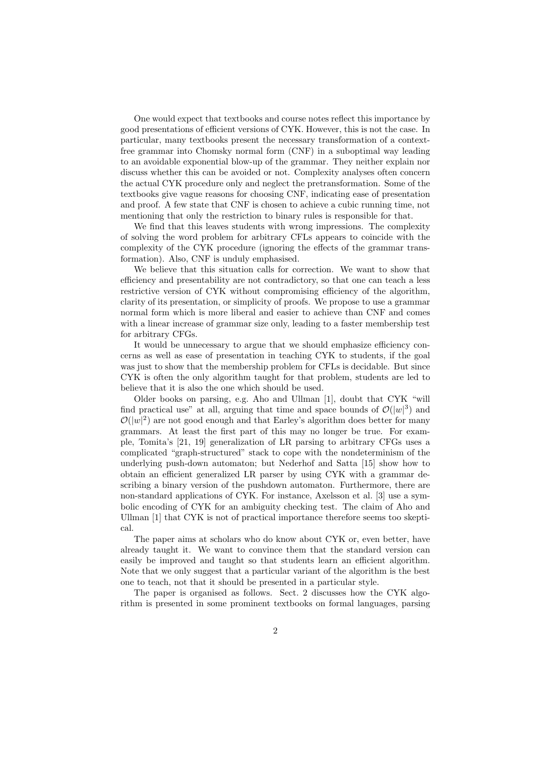One would expect that textbooks and course notes reflect this importance by good presentations of efficient versions of CYK. However, this is not the case. In particular, many textbooks present the necessary transformation of a context-free grammar into Chomsky normal form (CNF) in a suboptimal way leading to an avoidable exponential blow-up of the grammar. They neither explain nor discuss whether this can be avoided or not. Complexity analyses often concern the actual CYK procedure only and neglect the pretransformation. Some of the textbooks give vague reasons for choosing CNF, indicating ease of presentation and proof. A few state that CNF is chosen to achieve a cubic running time, not mentioning that only the restriction to binary rules is responsible for that.

We find that this leaves students with wrong impressions. The complexity of solving the word problem for arbitrary CFLs appears to coincide with the complexity of the CYK procedure (ignoring the effects of the grammar transformation). Also, CNF is unduly emphasised.

We believe that this situation calls for correction. We want to show that efficiency and presentability are not contradictory, so that one can teach a less restrictive version of CYK without compromising efficiency of the algorithm, clarity of its presentation, or simplicity of proofs. We propose to use a grammar normal form which is more liberal and easier to achieve than CNF and comes with a linear increase of grammar size only, leading to a faster membership test for arbitrary CFGs.

It would be unnecessary to argue that we should emphasize efficiency concerns as well as ease of presentation in teaching CYK to students, if the goal was just to show that the membership problem for CFLs is decidable. But since CYK is often the only algorithm taught for that problem, students are led to believe that it is also the one which should be used.

Older books on parsing, e.g. Aho and Ullman [1], doubt that CYK "will find practical use" at all, arguing that time and space bounds of $\mathcal{O}(|w|^3)$ and $\mathcal{O}(|w|^2)$ are not good enough and that Earley's algorithm does better for many grammars. At least the first part of this may no longer be true. For example, Tomita's [21, 19] generalization of LR parsing to arbitrary CFGs uses a complicated "graph-structured" stack to cope with the nondeterminism of the underlying push-down automaton; but Nederhof and Satta [15] show how to obtain an efficient generalized LR parser by using CYK with a grammar describing a binary version of the pushdown automaton. Furthermore, there are non-standard applications of CYK. For instance, Axelsson et al. [3] use a symbolic encoding of CYK for an ambiguity checking test. The claim of Aho and Ullman [1] that CYK is not of practical importance therefore seems too skeptical.

The paper aims at scholars who do know about CYK or, even better, have already taught it. We want to convince them that the standard version can easily be improved and taught so that students learn an efficient algorithm. Note that we only suggest that a particular variant of the algorithm is the best one to teach, not that it should be presented in a particular style.

The paper is organised as follows. Sect. 2 discusses how the CYK algorithm is presented in some prominent textbooks on formal languages, parsing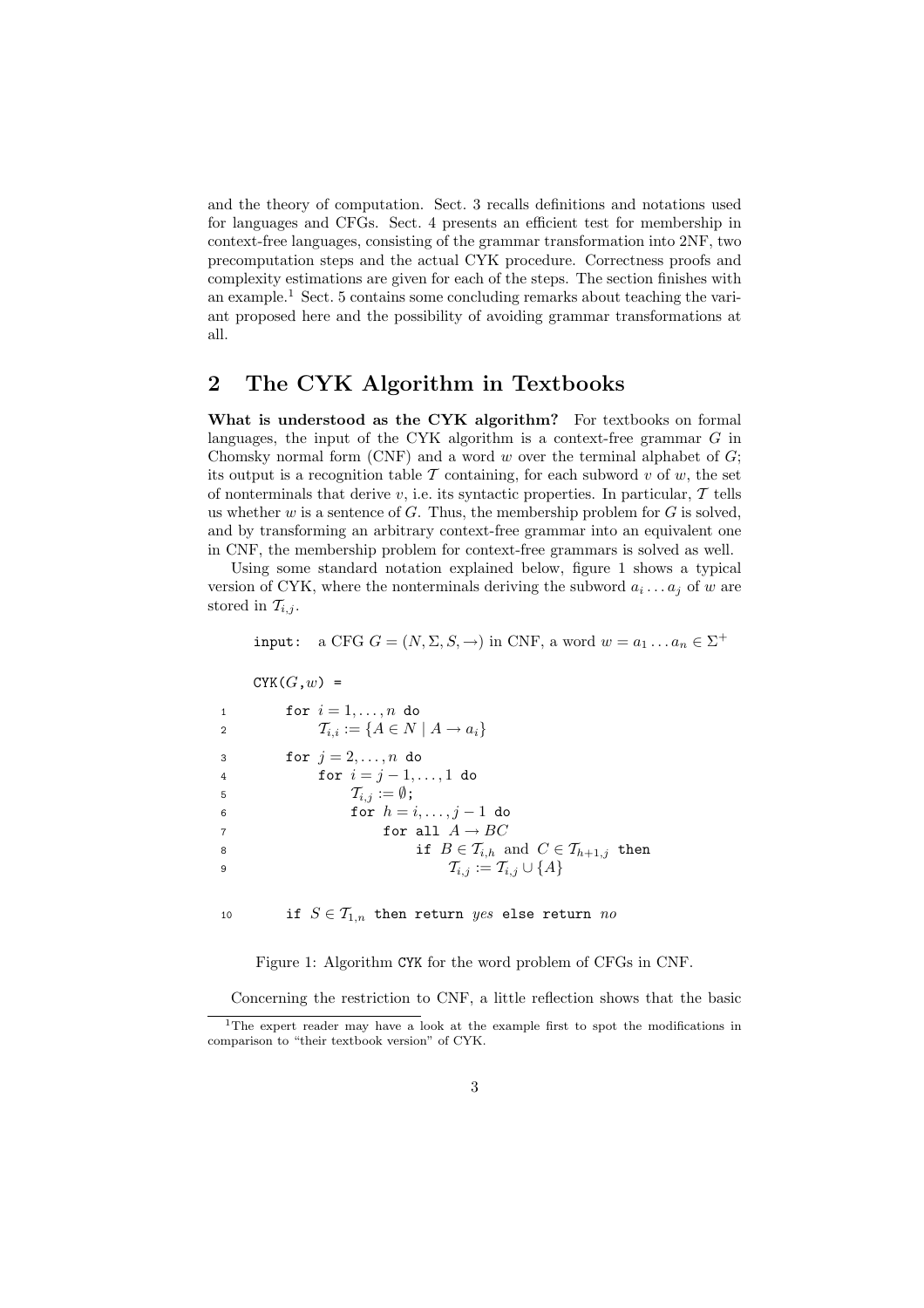and the theory of computation. Sect. 3 recalls definitions and notations used for languages and CFGs. Sect. 4 presents an efficient test for membership in context-free languages, consisting of the grammar transformation into 2NF, two precomputation steps and the actual CYK procedure. Correctness proofs and complexity estimations are given for each of the steps. The section finishes with an example.[1] Sect. 5 contains some concluding remarks about teaching the variant proposed here and the possibility of avoiding grammar transformations at all.

## 2 The CYK Algorithm in Textbooks

**What is understood as the CYK algorithm?** For textbooks on formal languages, the input of the CYK algorithm is a context-free grammar $G$ in Chomsky normal form (CNF) and a word $w$ over the terminal alphabet of $G$; its output is a recognition table $\mathcal{T}$ containing, for each subword $v$ of $w$, the set of nonterminals that derive $v$, i.e. its syntactic properties. In particular, $\mathcal{T}$ tells us whether $w$ is a sentence of $G$. Thus, the membership problem for $G$ is solved, and by transforming an arbitrary context-free grammar into an equivalent one in CNF, the membership problem for context-free grammars is solved as well.

Using some standard notation explained below, figure 1 shows a typical version of CYK, where the nonterminals deriving the subword $a_i \dots a_j$ of $w$ are stored in $\mathcal{T}_{i,j}$.

```
input:  a CFG G = (N, Σ, S, →) in CNF, a word w = a_1 ... a_n ∈ Σ^+

CYK(G,w) =

1    for i = 1,...,n do
2        T_{i,i} := {A ∈ N | A → a_i}
3    for j = 2,...,n do
4        for i = j−1,...,1 do
5            T_{i,j} := ∅;
6            for h = i,...,j−1 do
7                for all A → BC
8                    if B ∈ T_{i,h} and C ∈ T_{h+1,j} then
9                        T_{i,j} := T_{i,j} ∪ {A}

10   if S ∈ T_{1,n} then return yes else return no
```

Figure 1: Algorithm CYK for the word problem of CFGs in CNF.

Concerning the restriction to CNF, a little reflection shows that the basic

[1] The expert reader may have a look at the example first to spot the modifications in comparison to "their textbook version" of CYK.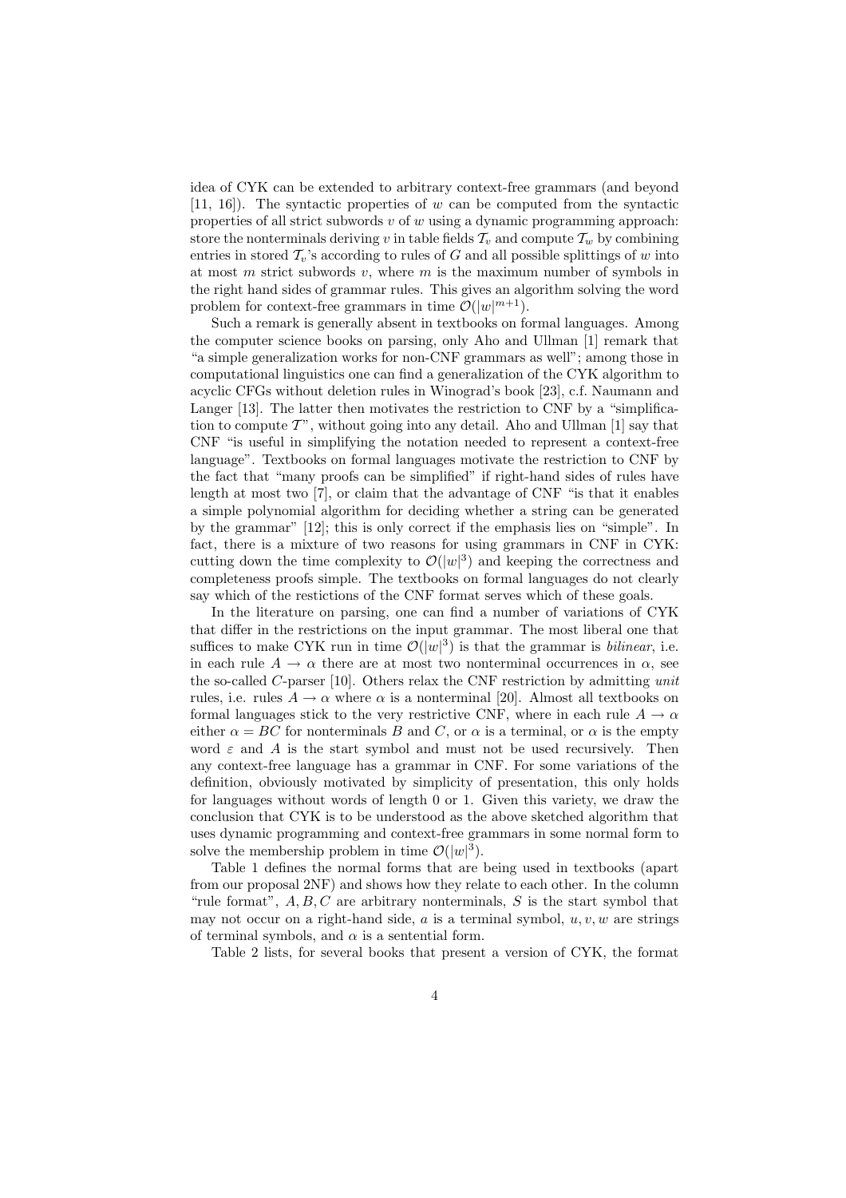idea of CYK can be extended to arbitrary context-free grammars (and beyond [11, 16]). The syntactic properties of $w$ can be computed from the syntactic properties of all strict subwords $v$ of $w$ using a dynamic programming approach: store the nonterminals deriving $v$ in table fields $\mathcal{T}_v$ and compute $\mathcal{T}_w$ by combining entries in stored $\mathcal{T}_v$'s according to rules of $G$ and all possible splittings of $w$ into at most $m$ strict subwords $v$, where $m$ is the maximum number of symbols in the right hand sides of grammar rules. This gives an algorithm solving the word problem for context-free grammars in time $\mathcal{O}(|w|^{m+1})$.

Such a remark is generally absent in textbooks on formal languages. Among the computer science books on parsing, only Aho and Ullman [1] remark that "a simple generalization works for non-CNF grammars as well"; among those in computational linguistics one can find a generalization of the CYK algorithm to acyclic CFGs without deletion rules in Winograd's book [23], c.f. Naumann and Langer [13]. The latter then motivates the restriction to CNF by a "simplification to compute $\mathcal{T}$", without going into any detail. Aho and Ullman [1] say that CNF "is useful in simplifying the notation needed to represent a context-free language". Textbooks on formal languages motivate the restriction to CNF by the fact that "many proofs can be simplified" if right-hand sides of rules have length at most two [7], or claim that the advantage of CNF "is that it enables a simple polynomial algorithm for deciding whether a string can be generated by the grammar" [12]; this is only correct if the emphasis lies on "simple". In fact, there is a mixture of two reasons for using grammars in CNF in CYK: cutting down the time complexity to $\mathcal{O}(|w|^3)$ and keeping the correctness and completeness proofs simple. The textbooks on formal languages do not clearly say which of the restictions of the CNF format serves which of these goals.

In the literature on parsing, one can find a number of variations of CYK that differ in the restrictions on the input grammar. The most liberal one that suffices to make CYK run in time $\mathcal{O}(|w|^3)$ is that the grammar is *bilinear*, i.e. in each rule $A \to \alpha$ there are at most two nonterminal occurrences in $\alpha$, see the so-called $C$-parser [10]. Others relax the CNF restriction by admitting *unit* rules, i.e. rules $A \to \alpha$ where $\alpha$ is a nonterminal [20]. Almost all textbooks on formal languages stick to the very restrictive CNF, where in each rule $A \to \alpha$ either $\alpha = BC$ for nonterminals $B$ and $C$, or $\alpha$ is a terminal, or $\alpha$ is the empty word $\varepsilon$ and $A$ is the start symbol and must not be used recursively. Then any context-free language has a grammar in CNF. For some variations of the definition, obviously motivated by simplicity of presentation, this only holds for languages without words of length 0 or 1. Given this variety, we draw the conclusion that CYK is to be understood as the above sketched algorithm that uses dynamic programming and context-free grammars in some normal form to solve the membership problem in time $\mathcal{O}(|w|^3)$.

Table 1 defines the normal forms that are being used in textbooks (apart from our proposal 2NF) and shows how they relate to each other. In the column "rule format", $A, B, C$ are arbitrary nonterminals, $S$ is the start symbol that may not occur on a right-hand side, $a$ is a terminal symbol, $u, v, w$ are strings of terminal symbols, and $\alpha$ is a sentential form.

Table 2 lists, for several books that present a version of CYK, the format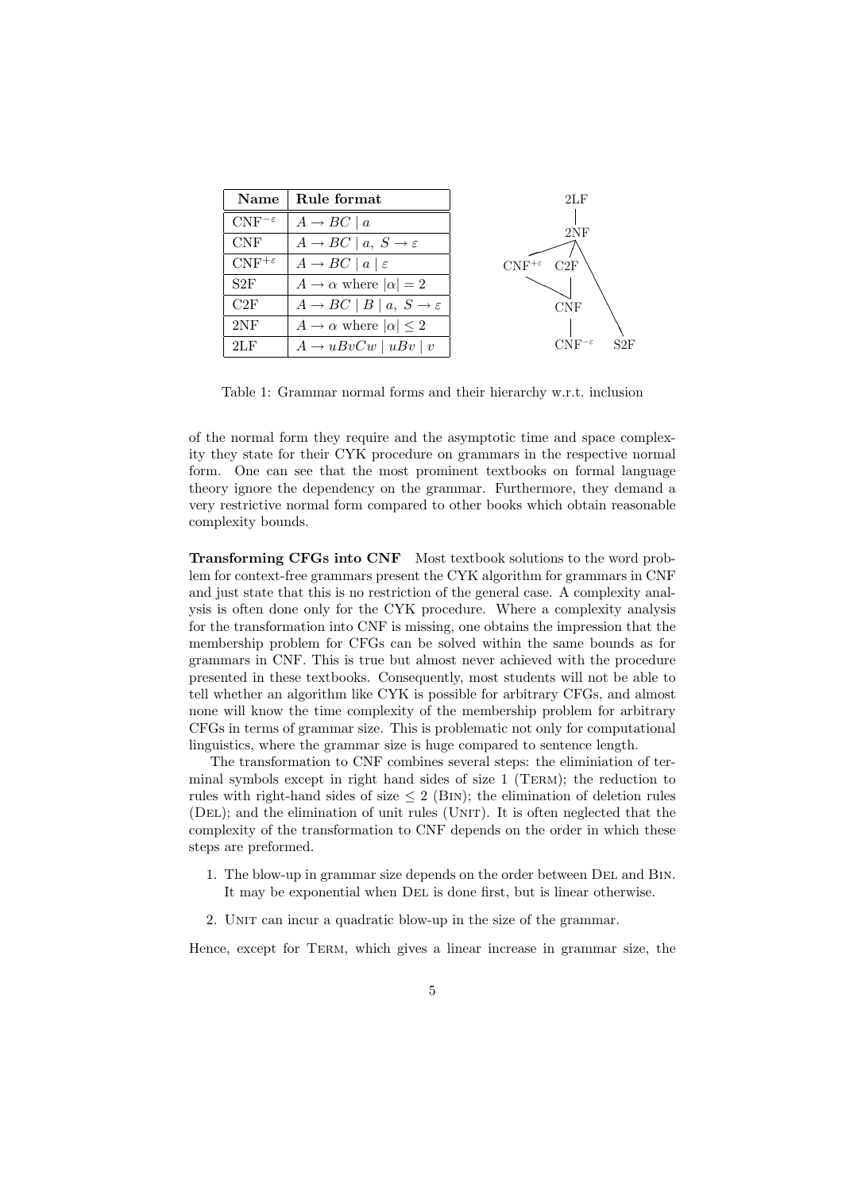| Name | Rule format |
| --- | --- |
| $\mathrm{CNF}^{-\varepsilon}$ | $A \to BC \mid a$ |
| CNF | $A \to BC \mid a,\ S \to \varepsilon$ |
| $\mathrm{CNF}^{+\varepsilon}$ | $A \to BC \mid a \mid \varepsilon$ |
| S2F | $A \to \alpha$ where $\lvert\alpha\rvert = 2$ |
| C2F | $A \to BC \mid B \mid a,\ S \to \varepsilon$ |
| 2NF | $A \to \alpha$ where $\lvert\alpha\rvert \leq 2$ |
| 2LF | $A \to uBvCw \mid uBv \mid v$ |

Hierarchy w.r.t. inclusion: $\mathrm{CNF}^{-\varepsilon}$ — CNF; CNF — $\mathrm{CNF}^{+\varepsilon}$; CNF — C2F; $\mathrm{CNF}^{+\varepsilon}$ — 2NF; C2F — 2NF; S2F — 2NF; 2NF — 2LF.

Table 1: Grammar normal forms and their hierarchy w.r.t. inclusion

of the normal form they require and the asymptotic time and space complexity they state for their CYK procedure on grammars in the respective normal form. One can see that the most prominent textbooks on formal language theory ignore the dependency on the grammar. Furthermore, they demand a very restrictive normal form compared to other books which obtain reasonable complexity bounds.

**Transforming CFGs into CNF** Most textbook solutions to the word problem for context-free grammars present the CYK algorithm for grammars in CNF and just state that this is no restriction of the general case. A complexity analysis is often done only for the CYK procedure. Where a complexity analysis for the transformation into CNF is missing, one obtains the impression that the membership problem for CFGs can be solved within the same bounds as for grammars in CNF. This is true but almost never achieved with the procedure presented in these textbooks. Consequently, most students will not be able to tell whether an algorithm like CYK is possible for arbitrary CFGs, and almost none will know the time complexity of the membership problem for arbitrary CFGs in terms of grammar size. This is problematic not only for computational linguistics, where the grammar size is huge compared to sentence length.

The transformation to CNF combines several steps: the eliminiation of terminal symbols except in right hand sides of size 1 (TERM); the reduction to rules with right-hand sides of size $\leq 2$ (BIN); the elimination of deletion rules (DEL); and the elimination of unit rules (UNIT). It is often neglected that the complexity of the transformation to CNF depends on the order in which these steps are preformed.

1. The blow-up in grammar size depends on the order between DEL and BIN. It may be exponential when DEL is done first, but is linear otherwise.
2. UNIT can incur a quadratic blow-up in the size of the grammar.

Hence, except for TERM, which gives a linear increase in grammar size, the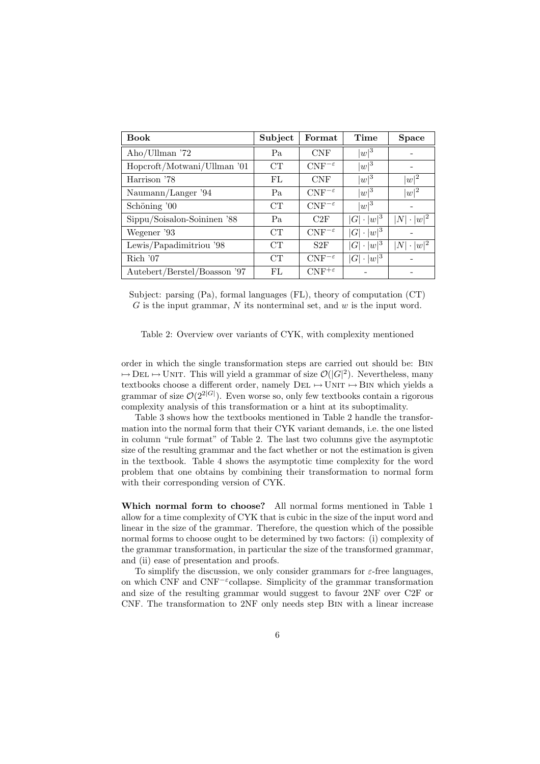| **Book** | **Subject** | **Format** | **Time** | **Space** |
|---|---|---|---|---|
| Aho/Ullman '72 | Pa | CNF | $\|w\|^3$ | - |
| Hopcroft/Motwani/Ullman '01 | CT | $\text{CNF}^{-\varepsilon}$ | $\|w\|^3$ | - |
| Harrison '78 | FL | CNF | $\|w\|^3$ | $\|w\|^2$ |
| Naumann/Langer '94 | Pa | $\text{CNF}^{-\varepsilon}$ | $\|w\|^3$ | $\|w\|^2$ |
| Schöning '00 | CT | $\text{CNF}^{-\varepsilon}$ | $\|w\|^3$ | - |
| Sippu/Soisalon-Soininen '88 | Pa | C2F | $\|G\| \cdot \|w\|^3$ | $\|N\| \cdot \|w\|^2$ |
| Wegener '93 | CT | $\text{CNF}^{-\varepsilon}$ | $\|G\| \cdot \|w\|^3$ | - |
| Lewis/Papadimitriou '98 | CT | S2F | $\|G\| \cdot \|w\|^3$ | $\|N\| \cdot \|w\|^2$ |
| Rich '07 | CT | $\text{CNF}^{-\varepsilon}$ | $\|G\| \cdot \|w\|^3$ | - |
| Autebert/Berstel/Boasson '97 | FL | $\text{CNF}^{+\varepsilon}$ | - | - |

Subject: parsing (Pa), formal languages (FL), theory of computation (CT)
$G$ is the input grammar, $N$ its nonterminal set, and $w$ is the input word.

Table 2: Overview over variants of CYK, with complexity mentioned

order in which the single transformation steps are carried out should be: Bin $\mapsto$ Del $\mapsto$ Unit. This will yield a grammar of size $\mathcal{O}(|G|^2)$. Nevertheless, many textbooks choose a different order, namely Del $\mapsto$ Unit $\mapsto$ Bin which yields a grammar of size $\mathcal{O}(2^{2|G|})$. Even worse so, only few textbooks contain a rigorous complexity analysis of this transformation or a hint at its suboptimality.

Table 3 shows how the textbooks mentioned in Table 2 handle the transformation into the normal form that their CYK variant demands, i.e. the one listed in column "rule format" of Table 2. The last two columns give the asymptotic size of the resulting grammar and the fact whether or not the estimation is given in the textbook. Table 4 shows the asymptotic time complexity for the word problem that one obtains by combining their transformation to normal form with their corresponding version of CYK.

**Which normal form to choose?** All normal forms mentioned in Table 1 allow for a time complexity of CYK that is cubic in the size of the input word and linear in the size of the grammar. Therefore, the question which of the possible normal forms to choose ought to be determined by two factors: (i) complexity of the grammar transformation, in particular the size of the transformed grammar, and (ii) ease of presentation and proofs.

To simplify the discussion, we only consider grammars for $\varepsilon$-free languages, on which CNF and $\text{CNF}^{-\varepsilon}$collapse. Simplicity of the grammar transformation and size of the resulting grammar would suggest to favour 2NF over C2F or CNF. The transformation to 2NF only needs step Bin with a linear increase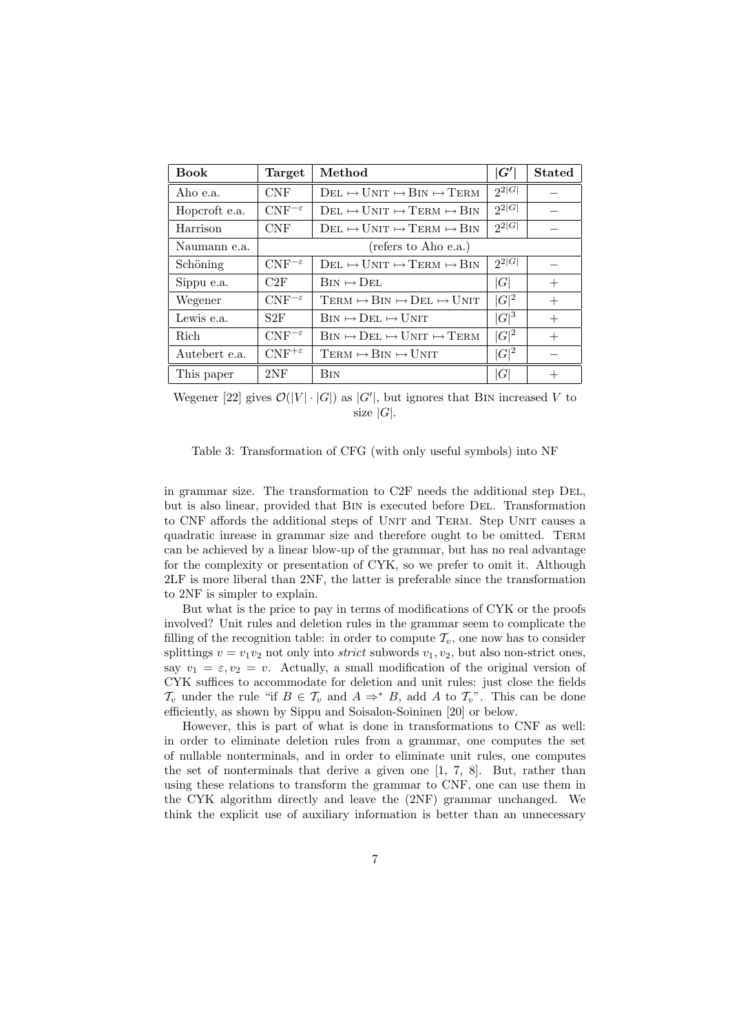| **Book** | **Target** | **Method** | $\boldsymbol{\lvert G' \rvert}$ | **Stated** |
|---|---|---|---|---|
| Aho e.a. | CNF | Del $\mapsto$ Unit $\mapsto$ Bin $\mapsto$ Term | $2^{2\lvert G\rvert}$ | $-$ |
| Hopcroft e.a. | $\text{CNF}^{-\varepsilon}$ | Del $\mapsto$ Unit $\mapsto$ Term $\mapsto$ Bin | $2^{2\lvert G\rvert}$ | $-$ |
| Harrison | CNF | Del $\mapsto$ Unit $\mapsto$ Term $\mapsto$ Bin | $2^{2\lvert G\rvert}$ | $-$ |
| Naumann e.a. | (refers to Aho e.a.) | | | |
| Schöning | $\text{CNF}^{-\varepsilon}$ | Del $\mapsto$ Unit $\mapsto$ Term $\mapsto$ Bin | $2^{2\lvert G\rvert}$ | $-$ |
| Sippu e.a. | C2F | Bin $\mapsto$ Del | $\lvert G\rvert$ | $+$ |
| Wegener | $\text{CNF}^{-\varepsilon}$ | Term $\mapsto$ Bin $\mapsto$ Del $\mapsto$ Unit | $\lvert G\rvert^2$ | $+$ |
| Lewis e.a. | S2F | Bin $\mapsto$ Del $\mapsto$ Unit | $\lvert G\rvert^3$ | $+$ |
| Rich | $\text{CNF}^{-\varepsilon}$ | Bin $\mapsto$ Del $\mapsto$ Unit $\mapsto$ Term | $\lvert G\rvert^2$ | $+$ |
| Autebert e.a. | $\text{CNF}^{+\varepsilon}$ | Term $\mapsto$ Bin $\mapsto$ Unit | $\lvert G\rvert^2$ | $-$ |
| This paper | 2NF | Bin | $\lvert G\rvert$ | $+$ |

Wegener [22] gives $\mathcal{O}(|V| \cdot |G|)$ as $|G'|$, but ignores that Bin increased $V$ to size $|G|$.

Table 3: Transformation of CFG (with only useful symbols) into NF

in grammar size. The transformation to C2F needs the additional step Del, but is also linear, provided that Bin is executed before Del. Transformation to CNF affords the additional steps of Unit and Term. Step Unit causes a quadratic inrease in grammar size and therefore ought to be omitted. Term can be achieved by a linear blow-up of the grammar, but has no real advantage for the complexity or presentation of CYK, so we prefer to omit it. Although 2LF is more liberal than 2NF, the latter is preferable since the transformation to 2NF is simpler to explain.

But what is the price to pay in terms of modifications of CYK or the proofs involved? Unit rules and deletion rules in the grammar seem to complicate the filling of the recognition table: in order to compute $\mathcal{T}_v$, one now has to consider splittings $v = v_1 v_2$ not only into *strict* subwords $v_1, v_2$, but also non-strict ones, say $v_1 = \varepsilon, v_2 = v$. Actually, a small modification of the original version of CYK suffices to accommodate for deletion and unit rules: just close the fields $\mathcal{T}_v$ under the rule "if $B \in \mathcal{T}_v$ and $A \Rightarrow^* B$, add $A$ to $\mathcal{T}_v$". This can be done efficiently, as shown by Sippu and Soisalon-Soininen [20] or below.

However, this is part of what is done in transformations to CNF as well: in order to eliminate deletion rules from a grammar, one computes the set of nullable nonterminals, and in order to eliminate unit rules, one computes the set of nonterminals that derive a given one [1, 7, 8]. But, rather than using these relations to transform the grammar to CNF, one can use them in the CYK algorithm directly and leave the (2NF) grammar unchanged. We think the explicit use of auxiliary information is better than an unnecessary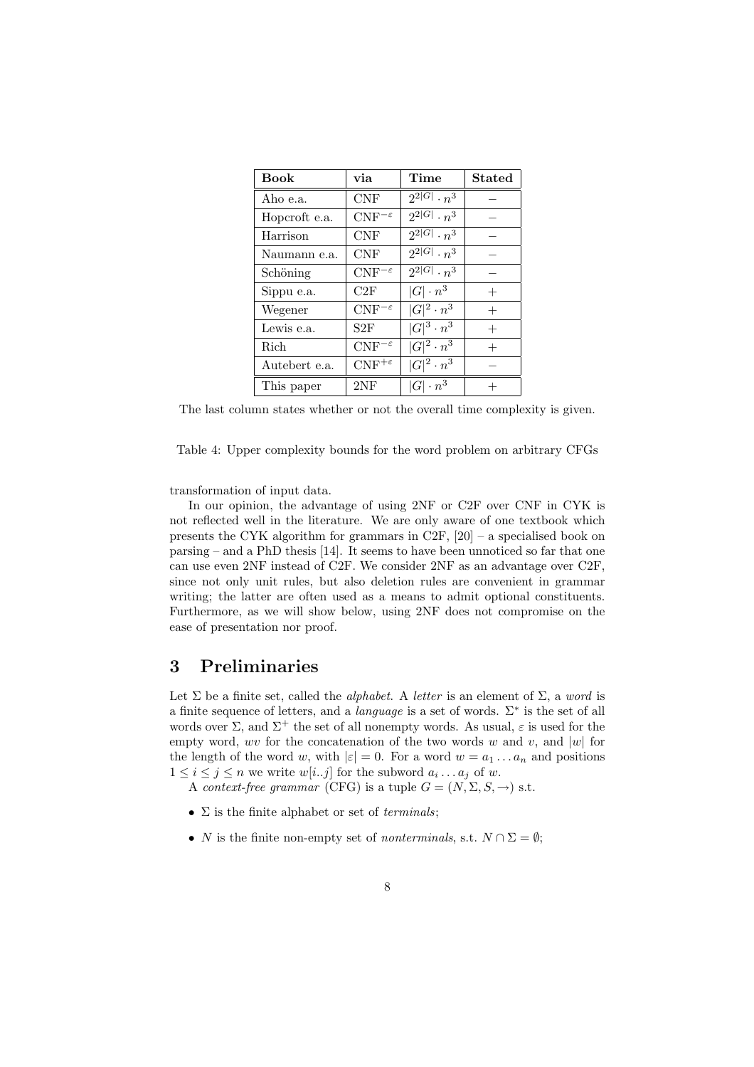| Book | via | Time | Stated |
|---|---|---|---|
| Aho e.a. | CNF | $2^{2\|G\|} \cdot n^3$ | − |
| Hopcroft e.a. | CNF$^{-\varepsilon}$ | $2^{2\|G\|} \cdot n^3$ | − |
| Harrison | CNF | $2^{2\|G\|} \cdot n^3$ | − |
| Naumann e.a. | CNF | $2^{2\|G\|} \cdot n^3$ | − |
| Schöning | CNF$^{-\varepsilon}$ | $2^{2\|G\|} \cdot n^3$ | − |
| Sippu e.a. | C2F | $\|G\| \cdot n^3$ | + |
| Wegener | CNF$^{-\varepsilon}$ | $\|G\|^2 \cdot n^3$ | + |
| Lewis e.a. | S2F | $\|G\|^3 \cdot n^3$ | + |
| Rich | CNF$^{-\varepsilon}$ | $\|G\|^2 \cdot n^3$ | + |
| Autebert e.a. | CNF$^{+\varepsilon}$ | $\|G\|^2 \cdot n^3$ | − |
| This paper | 2NF | $\|G\| \cdot n^3$ | + |

The last column states whether or not the overall time complexity is given.

Table 4: Upper complexity bounds for the word problem on arbitrary CFGs

transformation of input data.

In our opinion, the advantage of using 2NF or C2F over CNF in CYK is not reflected well in the literature. We are only aware of one textbook which presents the CYK algorithm for grammars in C2F, [20] – a specialised book on parsing – and a PhD thesis [14]. It seems to have been unnoticed so far that one can use even 2NF instead of C2F. We consider 2NF as an advantage over C2F, since not only unit rules, but also deletion rules are convenient in grammar writing; the latter are often used as a means to admit optional constituents. Furthermore, as we will show below, using 2NF does not compromise on the ease of presentation nor proof.

## 3 Preliminaries

Let $\Sigma$ be a finite set, called the *alphabet*. A *letter* is an element of $\Sigma$, a *word* is a finite sequence of letters, and a *language* is a set of words. $\Sigma^*$ is the set of all words over $\Sigma$, and $\Sigma^+$ the set of all nonempty words. As usual, $\varepsilon$ is used for the empty word, $wv$ for the concatenation of the two words $w$ and $v$, and $|w|$ for the length of the word $w$, with $|\varepsilon| = 0$. For a word $w = a_1 \dots a_n$ and positions $1 \leq i \leq j \leq n$ we write $w[i..j]$ for the subword $a_i \dots a_j$ of $w$.

A *context-free grammar* (CFG) is a tuple $G = (N, \Sigma, S, \rightarrow)$ s.t.

- $\Sigma$ is the finite alphabet or set of *terminals*;
- $N$ is the finite non-empty set of *nonterminals*, s.t. $N \cap \Sigma = \emptyset$;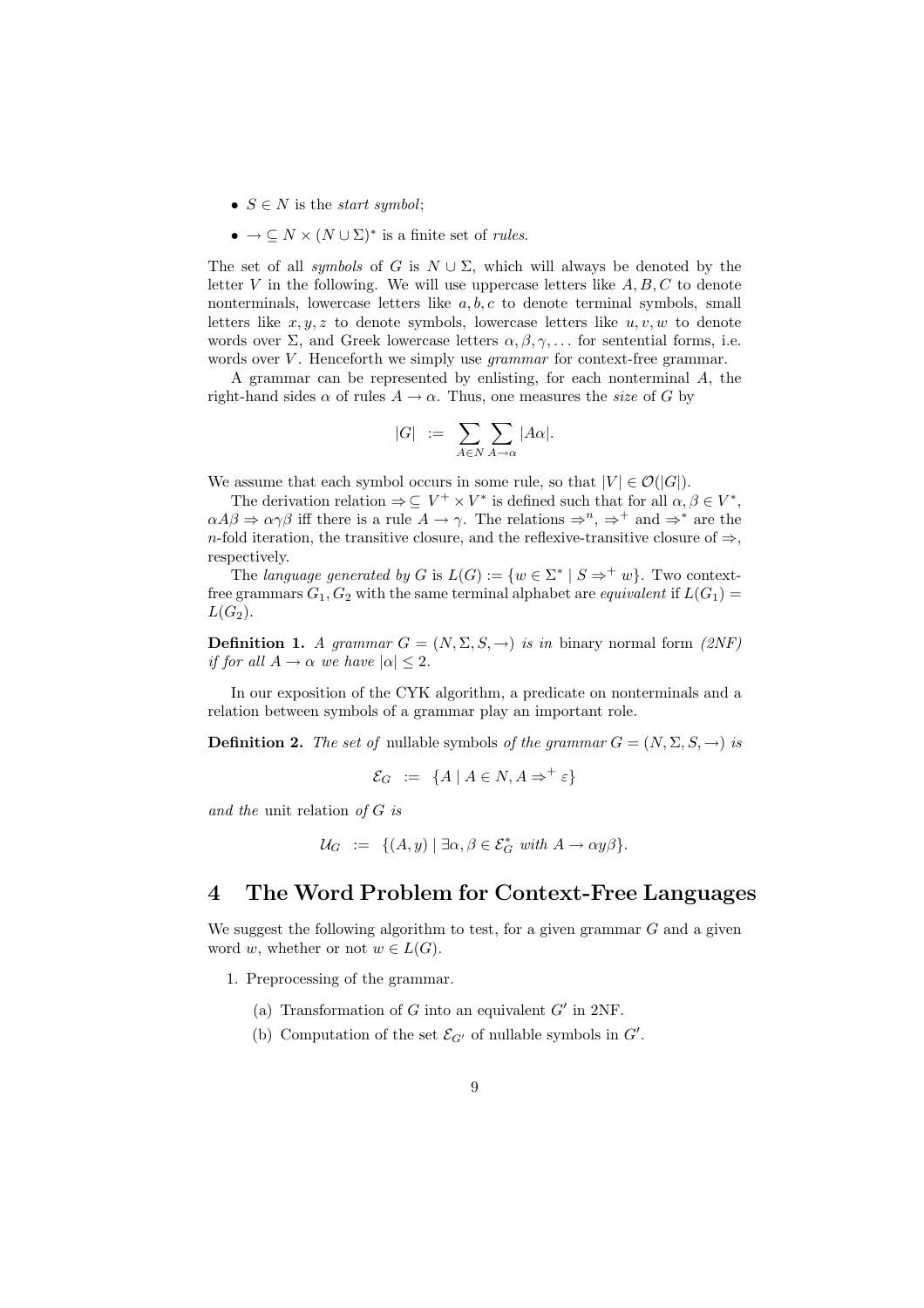- $S \in N$ is the *start symbol*;
- $\rightarrow \subseteq N \times (N \cup \Sigma)^*$ is a finite set of *rules*.

The set of all *symbols* of $G$ is $N \cup \Sigma$, which will always be denoted by the letter $V$ in the following. We will use uppercase letters like $A, B, C$ to denote nonterminals, lowercase letters like $a, b, c$ to denote terminal symbols, small letters like $x, y, z$ to denote symbols, lowercase letters like $u, v, w$ to denote words over $\Sigma$, and Greek lowercase letters $\alpha, \beta, \gamma, \ldots$ for sentential forms, i.e. words over $V$. Henceforth we simply use *grammar* for context-free grammar.

A grammar can be represented by enlisting, for each nonterminal $A$, the right-hand sides $\alpha$ of rules $A \rightarrow \alpha$. Thus, one measures the *size* of $G$ by

$$|G| \ := \ \sum_{A \in N} \sum_{A \rightarrow \alpha} |A\alpha|.$$

We assume that each symbol occurs in some rule, so that $|V| \in \mathcal{O}(|G|)$.

The derivation relation $\Rightarrow \subseteq V^+ \times V^*$ is defined such that for all $\alpha, \beta \in V^*$, $\alpha A \beta \Rightarrow \alpha\gamma\beta$ iff there is a rule $A \rightarrow \gamma$. The relations $\Rightarrow^n$, $\Rightarrow^+$ and $\Rightarrow^*$ are the $n$-fold iteration, the transitive closure, and the reflexive-transitive closure of $\Rightarrow$, respectively.

The *language generated by* $G$ is $L(G) := \{w \in \Sigma^* \mid S \Rightarrow^+ w\}$. Two context-free grammars $G_1, G_2$ with the same terminal alphabet are *equivalent* if $L(G_1) = L(G_2)$.

**Definition 1.** *A grammar $G = (N, \Sigma, S, \rightarrow)$ is in* binary normal form *(2NF) if for all $A \rightarrow \alpha$ we have $|\alpha| \leq 2$.*

In our exposition of the CYK algorithm, a predicate on nonterminals and a relation between symbols of a grammar play an important role.

**Definition 2.** *The set of* nullable symbols *of the grammar $G = (N, \Sigma, S, \rightarrow)$ is*

$$\mathcal{E}_G \ := \ \{A \mid A \in N, A \Rightarrow^+ \varepsilon\}$$

*and the* unit relation *of $G$ is*

$$\mathcal{U}_G \ := \ \{(A, y) \mid \exists \alpha, \beta \in \mathcal{E}_G^* \text{ with } A \rightarrow \alpha y \beta\}.$$

# 4 The Word Problem for Context-Free Languages

We suggest the following algorithm to test, for a given grammar $G$ and a given word $w$, whether or not $w \in L(G)$.

1. Preprocessing of the grammar.
   (a) Transformation of $G$ into an equivalent $G'$ in 2NF.
   (b) Computation of the set $\mathcal{E}_{G'}$ of nullable symbols in $G'$.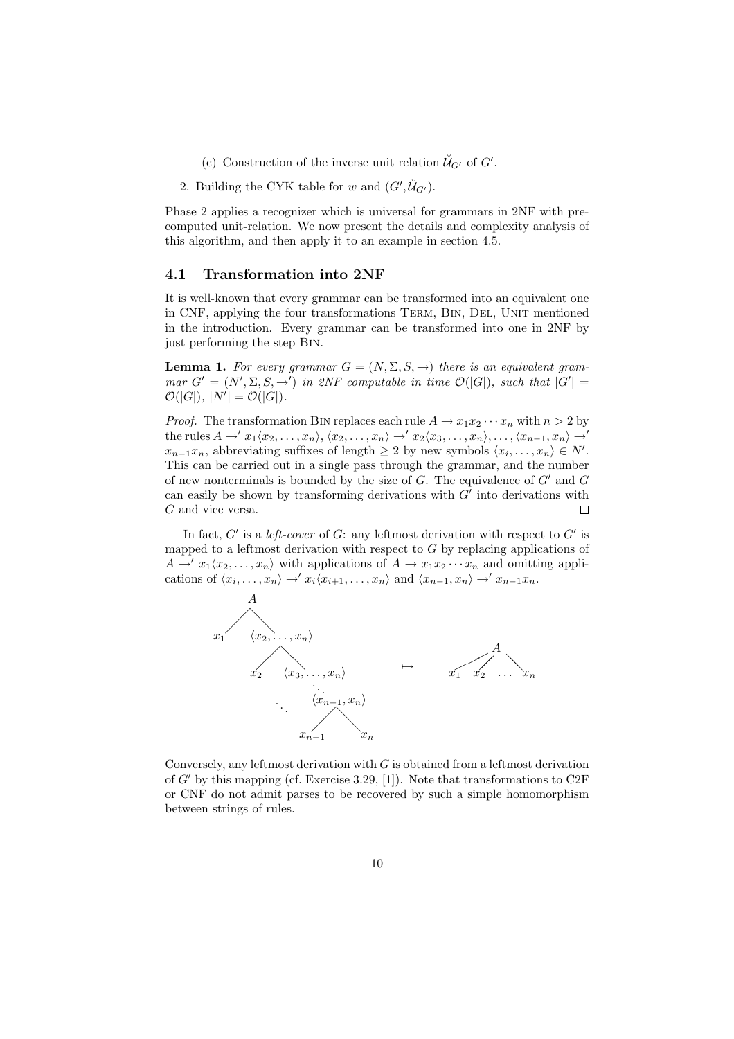(c) Construction of the inverse unit relation $\check{\mathcal{U}}_{G'}$ of $G'$.

2. Building the CYK table for $w$ and $(G', \check{\mathcal{U}}_{G'})$.

Phase 2 applies a recognizer which is universal for grammars in 2NF with precomputed unit-relation. We now present the details and complexity analysis of this algorithm, and then apply it to an example in section 4.5.

## 4.1 Transformation into 2NF

It is well-known that every grammar can be transformed into an equivalent one in CNF, applying the four transformations TERM, BIN, DEL, UNIT mentioned in the introduction. Every grammar can be transformed into one in 2NF by just performing the step BIN.

**Lemma 1.** *For every grammar $G = (N, \Sigma, S, \rightarrow)$ there is an equivalent grammar $G' = (N', \Sigma, S, \rightarrow')$ in 2NF computable in time $\mathcal{O}(|G|)$, such that $|G'| = \mathcal{O}(|G|)$, $|N'| = \mathcal{O}(|G|)$.*

*Proof.* The transformation BIN replaces each rule $A \rightarrow x_1 x_2 \cdots x_n$ with $n > 2$ by the rules $A \rightarrow' x_1 \langle x_2, \ldots, x_n \rangle$, $\langle x_2, \ldots, x_n \rangle \rightarrow' x_2 \langle x_3, \ldots, x_n \rangle, \ldots, \langle x_{n-1}, x_n \rangle \rightarrow' x_{n-1} x_n$, abbreviating suffixes of length $\geq 2$ by new symbols $\langle x_i, \ldots, x_n \rangle \in N'$. This can be carried out in a single pass through the grammar, and the number of new nonterminals is bounded by the size of $G$. The equivalence of $G'$ and $G$ can easily be shown by transforming derivations with $G'$ into derivations with $G$ and vice versa. ☐

In fact, $G'$ is a *left-cover* of $G$: any leftmost derivation with respect to $G'$ is mapped to a leftmost derivation with respect to $G$ by replacing applications of $A \rightarrow' x_1 \langle x_2, \ldots, x_n \rangle$ with applications of $A \rightarrow x_1 x_2 \cdots x_n$ and omitting applications of $\langle x_i, \ldots, x_n \rangle \rightarrow' x_i \langle x_{i+1}, \ldots, x_n \rangle$ and $\langle x_{n-1}, x_n \rangle \rightarrow' x_{n-1} x_n$.

Conversely, any leftmost derivation with $G$ is obtained from a leftmost derivation of $G'$ by this mapping (cf. Exercise 3.29, [1]). Note that transformations to C2F or CNF do not admit parses to be recovered by such a simple homomorphism between strings of rules.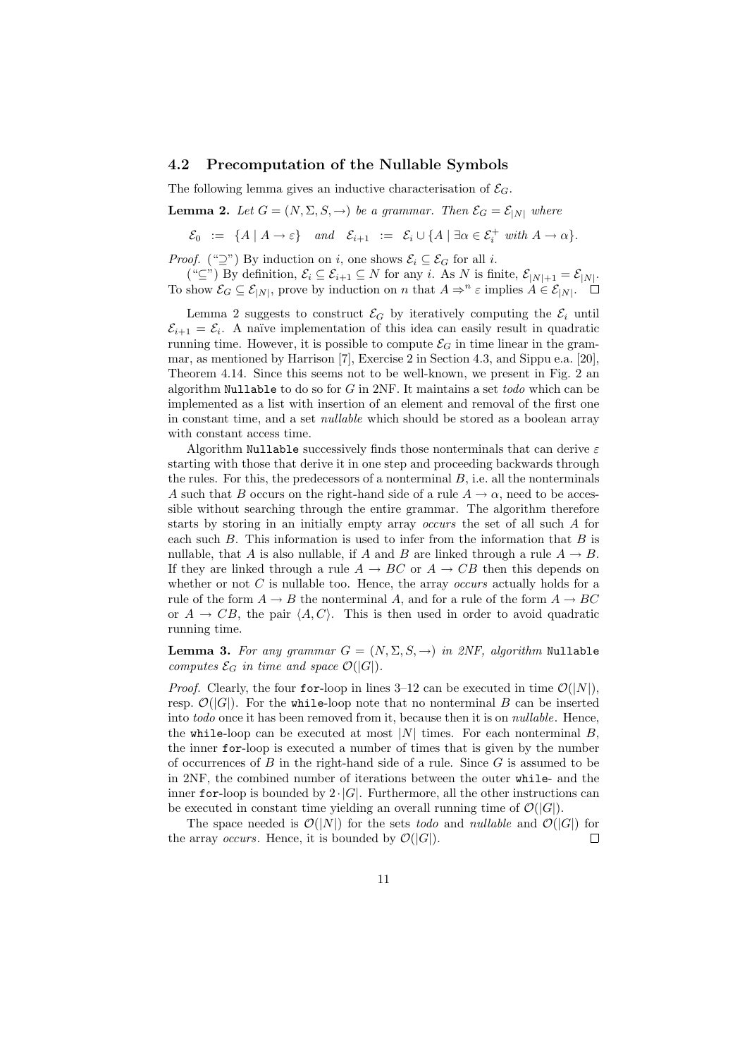### 4.2 Precomputation of the Nullable Symbols

The following lemma gives an inductive characterisation of $\mathcal{E}_G$.

**Lemma 2.** *Let $G = (N, \Sigma, S, \rightarrow)$ be a grammar. Then $\mathcal{E}_G = \mathcal{E}_{|N|}$ where*

$$\mathcal{E}_0 \;:=\; \{A \mid A \rightarrow \varepsilon\} \quad \textit{and} \quad \mathcal{E}_{i+1} \;:=\; \mathcal{E}_i \cup \{A \mid \exists \alpha \in \mathcal{E}_i^+ \textit{ with } A \rightarrow \alpha\}.$$

*Proof.* ("$\supseteq$") By induction on $i$, one shows $\mathcal{E}_i \subseteq \mathcal{E}_G$ for all $i$.

("$\subseteq$") By definition, $\mathcal{E}_i \subseteq \mathcal{E}_{i+1} \subseteq N$ for any $i$. As $N$ is finite, $\mathcal{E}_{|N|+1} = \mathcal{E}_{|N|}$. To show $\mathcal{E}_G \subseteq \mathcal{E}_{|N|}$, prove by induction on $n$ that $A \Rightarrow^n \varepsilon$ implies $A \in \mathcal{E}_{|N|}$. $\square$

Lemma 2 suggests to construct $\mathcal{E}_G$ by iteratively computing the $\mathcal{E}_i$ until $\mathcal{E}_{i+1} = \mathcal{E}_i$. A naïve implementation of this idea can easily result in quadratic running time. However, it is possible to compute $\mathcal{E}_G$ in time linear in the grammar, as mentioned by Harrison [7], Exercise 2 in Section 4.3, and Sippu e.a. [20], Theorem 4.14. Since this seems not to be well-known, we present in Fig. 2 an algorithm `Nullable` to do so for $G$ in 2NF. It maintains a set *todo* which can be implemented as a list with insertion of an element and removal of the first one in constant time, and a set *nullable* which should be stored as a boolean array with constant access time.

Algorithm `Nullable` successively finds those nonterminals that can derive $\varepsilon$ starting with those that derive it in one step and proceeding backwards through the rules. For this, the predecessors of a nonterminal $B$, i.e. all the nonterminals $A$ such that $B$ occurs on the right-hand side of a rule $A \rightarrow \alpha$, need to be accessible without searching through the entire grammar. The algorithm therefore starts by storing in an initially empty array *occurs* the set of all such $A$ for each such $B$. This information is used to infer from the information that $B$ is nullable, that $A$ is also nullable, if $A$ and $B$ are linked through a rule $A \rightarrow B$. If they are linked through a rule $A \rightarrow BC$ or $A \rightarrow CB$ then this depends on whether or not $C$ is nullable too. Hence, the array *occurs* actually holds for a rule of the form $A \rightarrow B$ the nonterminal $A$, and for a rule of the form $A \rightarrow BC$ or $A \rightarrow CB$, the pair $\langle A, C\rangle$. This is then used in order to avoid quadratic running time.

**Lemma 3.** *For any grammar $G = (N, \Sigma, S, \rightarrow)$ in 2NF, algorithm* `Nullable` *computes $\mathcal{E}_G$ in time and space $\mathcal{O}(|G|)$.*

*Proof.* Clearly, the four `for`-loop in lines 3–12 can be executed in time $\mathcal{O}(|N|)$, resp. $\mathcal{O}(|G|)$. For the `while`-loop note that no nonterminal $B$ can be inserted into *todo* once it has been removed from it, because then it is on *nullable*. Hence, the `while`-loop can be executed at most $|N|$ times. For each nonterminal $B$, the inner `for`-loop is executed a number of times that is given by the number of occurrences of $B$ in the right-hand side of a rule. Since $G$ is assumed to be in 2NF, the combined number of iterations between the outer `while`- and the inner `for`-loop is bounded by $2 \cdot |G|$. Furthermore, all the other instructions can be executed in constant time yielding an overall running time of $\mathcal{O}(|G|)$.

The space needed is $\mathcal{O}(|N|)$ for the sets *todo* and *nullable* and $\mathcal{O}(|G|)$ for the array *occurs*. Hence, it is bounded by $\mathcal{O}(|G|)$. $\square$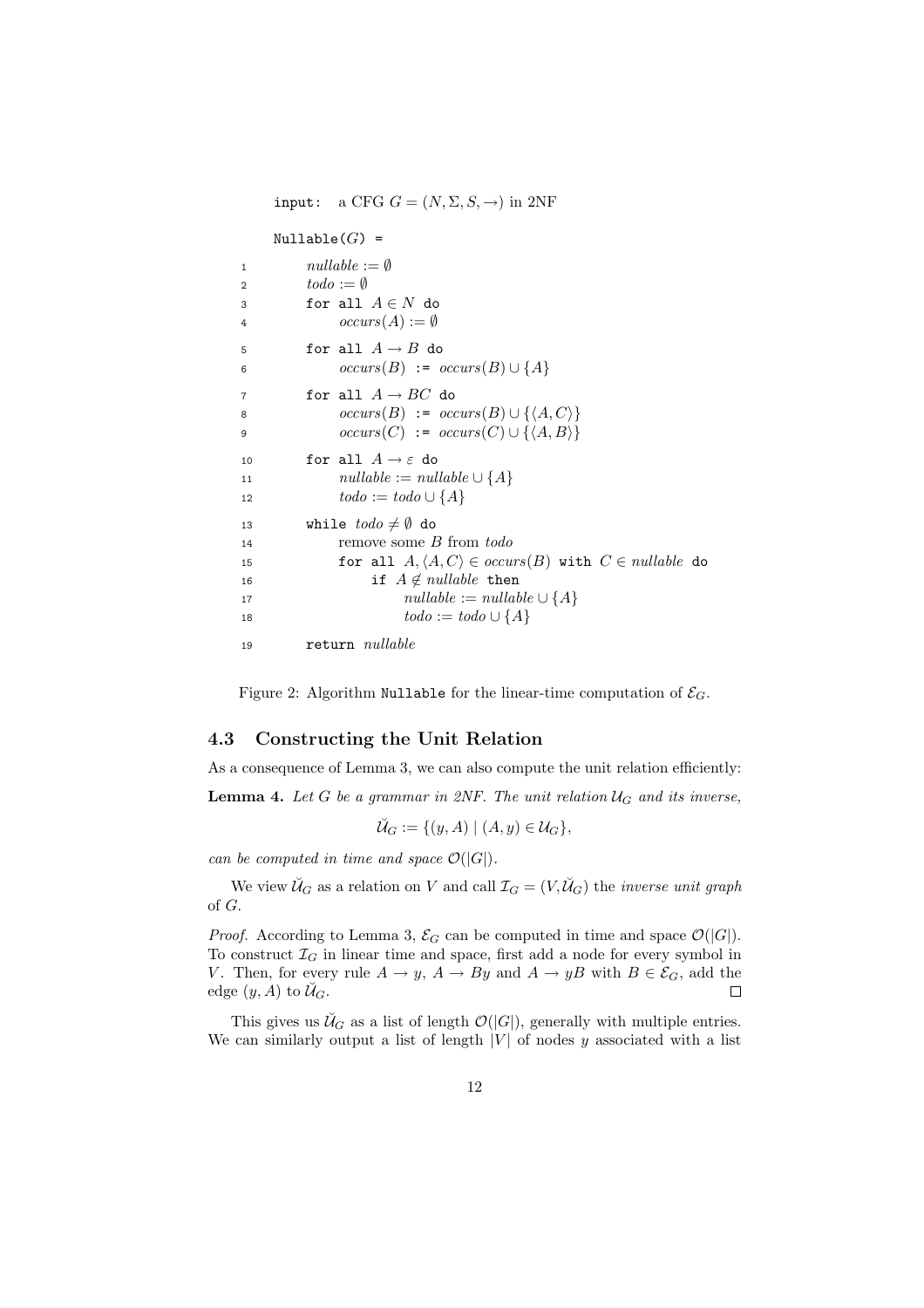```
input:  a CFG G = (N, Σ, S, →) in 2NF

Nullable(G) =
1    nullable := ∅
2    todo := ∅
3    for all A ∈ N do
4        occurs(A) := ∅
5    for all A → B do
6        occurs(B) := occurs(B) ∪ {A}
7    for all A → BC do
8        occurs(B) := occurs(B) ∪ {⟨A, C⟩}
9        occurs(C) := occurs(C) ∪ {⟨A, B⟩}
10   for all A → ε do
11       nullable := nullable ∪ {A}
12       todo := todo ∪ {A}
13   while todo ≠ ∅ do
14       remove some B from todo
15       for all A, ⟨A, C⟩ ∈ occurs(B) with C ∈ nullable do
16           if A ∉ nullable then
17               nullable := nullable ∪ {A}
18               todo := todo ∪ {A}
19   return nullable
```

Figure 2: Algorithm Nullable for the linear-time computation of $\mathcal{E}_G$.

### 4.3 Constructing the Unit Relation

As a consequence of Lemma 3, we can also compute the unit relation efficiently:

**Lemma 4.** *Let $G$ be a grammar in 2NF. The unit relation $\mathcal{U}_G$ and its inverse,*

$$\breve{\mathcal{U}}_G := \{(y, A) \mid (A, y) \in \mathcal{U}_G\},$$

*can be computed in time and space $\mathcal{O}(|G|)$.*

We view $\breve{\mathcal{U}}_G$ as a relation on $V$ and call $\mathcal{I}_G = (V, \breve{\mathcal{U}}_G)$ the *inverse unit graph* of $G$.

*Proof.* According to Lemma 3, $\mathcal{E}_G$ can be computed in time and space $\mathcal{O}(|G|)$. To construct $\mathcal{I}_G$ in linear time and space, first add a node for every symbol in $V$. Then, for every rule $A \to y$, $A \to By$ and $A \to yB$ with $B \in \mathcal{E}_G$, add the edge $(y, A)$ to $\breve{\mathcal{U}}_G$. □

This gives us $\breve{\mathcal{U}}_G$ as a list of length $\mathcal{O}(|G|)$, generally with multiple entries. We can similarly output a list of length $|V|$ of nodes $y$ associated with a list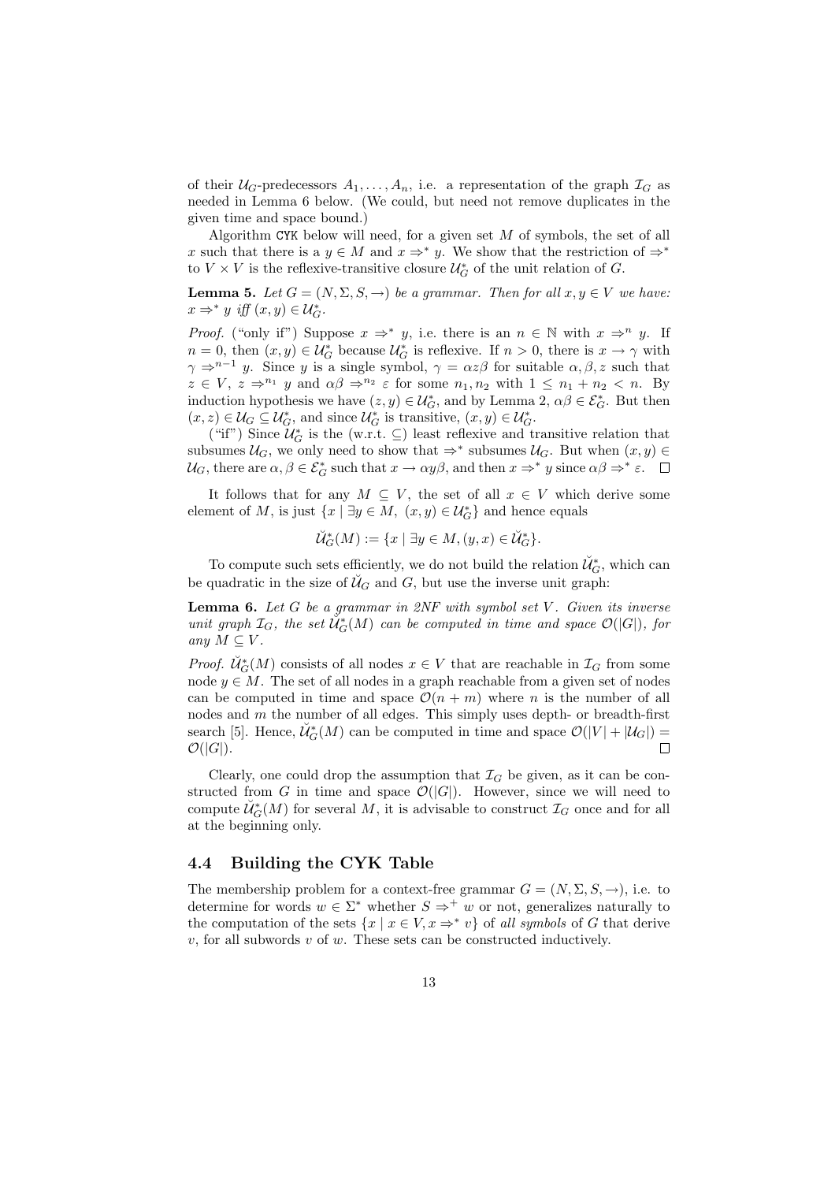of their $\mathcal{U}_G$-predecessors $A_1, \ldots, A_n$, i.e. a representation of the graph $\mathcal{I}_G$ as needed in Lemma 6 below. (We could, but need not remove duplicates in the given time and space bound.)

Algorithm CYK below will need, for a given set $M$ of symbols, the set of all $x$ such that there is a $y \in M$ and $x \Rightarrow^* y$. We show that the restriction of $\Rightarrow^*$ to $V \times V$ is the reflexive-transitive closure $\mathcal{U}_G^*$ of the unit relation of $G$.

**Lemma 5.** *Let $G = (N, \Sigma, S, \rightarrow)$ be a grammar. Then for all $x, y \in V$ we have: $x \Rightarrow^* y$ iff $(x, y) \in \mathcal{U}_G^*$.*

*Proof.* ("only if") Suppose $x \Rightarrow^* y$, i.e. there is an $n \in \mathbb{N}$ with $x \Rightarrow^n y$. If $n = 0$, then $(x, y) \in \mathcal{U}_G^*$ because $\mathcal{U}_G^*$ is reflexive. If $n > 0$, there is $x \rightarrow \gamma$ with $\gamma \Rightarrow^{n-1} y$. Since $y$ is a single symbol, $\gamma = \alpha z \beta$ for suitable $\alpha, \beta, z$ such that $z \in V$, $z \Rightarrow^{n_1} y$ and $\alpha\beta \Rightarrow^{n_2} \varepsilon$ for some $n_1, n_2$ with $1 \leq n_1 + n_2 < n$. By induction hypothesis we have $(z, y) \in \mathcal{U}_G^*$, and by Lemma 2, $\alpha\beta \in \mathcal{E}_G^*$. But then $(x, z) \in \mathcal{U}_G \subseteq \mathcal{U}_G^*$, and since $\mathcal{U}_G^*$ is transitive, $(x, y) \in \mathcal{U}_G^*$.

("if") Since $\mathcal{U}_G^*$ is the (w.r.t. $\subseteq$) least reflexive and transitive relation that subsumes $\mathcal{U}_G$, we only need to show that $\Rightarrow^*$ subsumes $\mathcal{U}_G$. But when $(x, y) \in \mathcal{U}_G$, there are $\alpha, \beta \in \mathcal{E}_G^*$ such that $x \rightarrow \alpha y \beta$, and then $x \Rightarrow^* y$ since $\alpha\beta \Rightarrow^* \varepsilon$. $\square$

It follows that for any $M \subseteq V$, the set of all $x \in V$ which derive some element of $M$, is just $\{x \mid \exists y \in M,\ (x, y) \in \mathcal{U}_G^*\}$ and hence equals

$$\check{\mathcal{U}}_G^*(M) := \{x \mid \exists y \in M, (y, x) \in \check{\mathcal{U}}_G^*\}.$$

To compute such sets efficiently, we do not build the relation $\check{\mathcal{U}}_G^*$, which can be quadratic in the size of $\check{\mathcal{U}}_G$ and $G$, but use the inverse unit graph:

**Lemma 6.** *Let $G$ be a grammar in 2NF with symbol set $V$. Given its inverse unit graph $\mathcal{I}_G$, the set $\check{\mathcal{U}}_G^*(M)$ can be computed in time and space $\mathcal{O}(|G|)$, for any $M \subseteq V$.*

*Proof.* $\check{\mathcal{U}}_G^*(M)$ consists of all nodes $x \in V$ that are reachable in $\mathcal{I}_G$ from some node $y \in M$. The set of all nodes in a graph reachable from a given set of nodes can be computed in time and space $\mathcal{O}(n + m)$ where $n$ is the number of all nodes and $m$ the number of all edges. This simply uses depth- or breadth-first search [5]. Hence, $\check{\mathcal{U}}_G^*(M)$ can be computed in time and space $\mathcal{O}(|V| + |\mathcal{U}_G|) = \mathcal{O}(|G|)$. $\square$

Clearly, one could drop the assumption that $\mathcal{I}_G$ be given, as it can be constructed from $G$ in time and space $\mathcal{O}(|G|)$. However, since we will need to compute $\check{\mathcal{U}}_G^*(M)$ for several $M$, it is advisable to construct $\mathcal{I}_G$ once and for all at the beginning only.

### 4.4 Building the CYK Table

The membership problem for a context-free grammar $G = (N, \Sigma, S, \rightarrow)$, i.e. to determine for words $w \in \Sigma^*$ whether $S \Rightarrow^+ w$ or not, generalizes naturally to the computation of the sets $\{x \mid x \in V, x \Rightarrow^* v\}$ of *all symbols* of $G$ that derive $v$, for all subwords $v$ of $w$. These sets can be constructed inductively.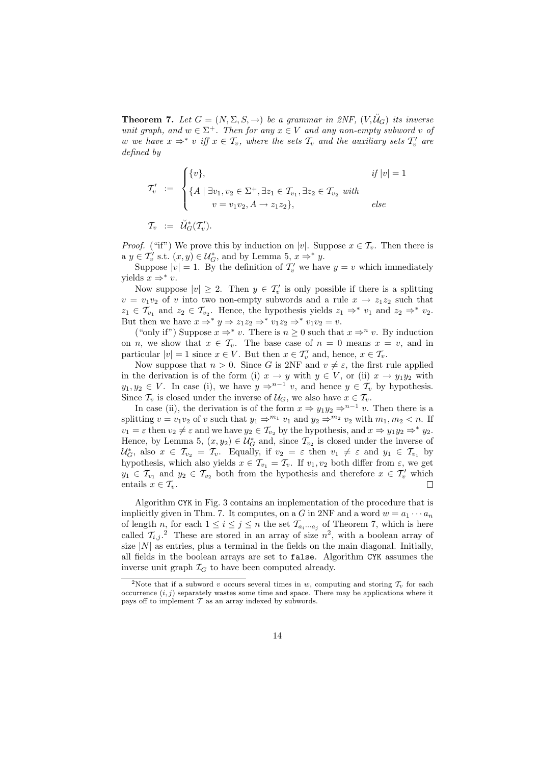**Theorem 7.** *Let $G = (N, \Sigma, S, \to)$ be a grammar in 2NF, $(V, \check{\mathcal{U}}_G)$ its inverse unit graph, and $w \in \Sigma^+$. Then for any $x \in V$ and any non-empty subword $v$ of $w$ we have $x \Rightarrow^* v$ iff $x \in \mathcal{T}_v$, where the sets $\mathcal{T}_v$ and the auxiliary sets $\mathcal{T}'_v$ are defined by*

$$
\mathcal{T}'_v := \begin{cases} \{v\}, & \text{if } |v| = 1 \\ \{A \mid \exists v_1, v_2 \in \Sigma^+, \exists z_1 \in \mathcal{T}_{v_1}, \exists z_2 \in \mathcal{T}_{v_2} \text{ with} \\ \qquad v = v_1 v_2, A \to z_1 z_2\}, & \text{else} \end{cases}
$$

$$
\mathcal{T}_v := \check{\mathcal{U}}^*_G(\mathcal{T}'_v).
$$

*Proof.* ("if") We prove this by induction on $|v|$. Suppose $x \in \mathcal{T}_v$. Then there is a $y \in \mathcal{T}'_v$ s.t. $(x, y) \in \mathcal{U}^*_G$, and by Lemma 5, $x \Rightarrow^* y$.

Suppose $|v| = 1$. By the definition of $\mathcal{T}'_v$ we have $y = v$ which immediately yields $x \Rightarrow^* v$.

Now suppose $|v| \geq 2$. Then $y \in \mathcal{T}'_v$ is only possible if there is a splitting $v = v_1 v_2$ of $v$ into two non-empty subwords and a rule $x \to z_1 z_2$ such that $z_1 \in \mathcal{T}_{v_1}$ and $z_2 \in \mathcal{T}_{v_2}$. Hence, the hypothesis yields $z_1 \Rightarrow^* v_1$ and $z_2 \Rightarrow^* v_2$. But then we have $x \Rightarrow^* y \Rightarrow z_1 z_2 \Rightarrow^* v_1 z_2 \Rightarrow^* v_1 v_2 = v$.

("only if") Suppose $x \Rightarrow^* v$. There is $n \geq 0$ such that $x \Rightarrow^n v$. By induction on $n$, we show that $x \in \mathcal{T}_v$. The base case of $n = 0$ means $x = v$, and in particular $|v| = 1$ since $x \in V$. But then $x \in \mathcal{T}'_v$ and, hence, $x \in \mathcal{T}_v$.

Now suppose that $n > 0$. Since $G$ is 2NF and $v \neq \varepsilon$, the first rule applied in the derivation is of the form (i) $x \to y$ with $y \in V$, or (ii) $x \to y_1 y_2$ with $y_1, y_2 \in V$. In case (i), we have $y \Rightarrow^{n-1} v$, and hence $y \in \mathcal{T}_v$ by hypothesis. Since $\mathcal{T}_v$ is closed under the inverse of $\mathcal{U}_G$, we also have $x \in \mathcal{T}_v$.

In case (ii), the derivation is of the form $x \Rightarrow y_1 y_2 \Rightarrow^{n-1} v$. Then there is a splitting $v = v_1 v_2$ of $v$ such that $y_1 \Rightarrow^{m_1} v_1$ and $y_2 \Rightarrow^{m_2} v_2$ with $m_1, m_2 < n$. If $v_1 = \varepsilon$ then $v_2 \neq \varepsilon$ and we have $y_2 \in \mathcal{T}_{v_2}$ by the hypothesis, and $x \Rightarrow y_1 y_2 \Rightarrow^* y_2$. Hence, by Lemma 5, $(x, y_2) \in \mathcal{U}^*_G$ and, since $\mathcal{T}_{v_2}$ is closed under the inverse of $\mathcal{U}^*_G$, also $x \in \mathcal{T}_{v_2} = \mathcal{T}_v$. Equally, if $v_2 = \varepsilon$ then $v_1 \neq \varepsilon$ and $y_1 \in \mathcal{T}_{v_1}$ by hypothesis, which also yields $x \in \mathcal{T}_{v_1} = \mathcal{T}_v$. If $v_1, v_2$ both differ from $\varepsilon$, we get $y_1 \in \mathcal{T}_{v_1}$ and $y_2 \in \mathcal{T}_{v_2}$ both from the hypothesis and therefore $x \in \mathcal{T}'_v$ which entails $x \in \mathcal{T}_v$. ∎

Algorithm CYK in Fig. 3 contains an implementation of the procedure that is implicitly given in Thm. 7. It computes, on a $G$ in 2NF and a word $w = a_1 \cdots a_n$ of length $n$, for each $1 \leq i \leq j \leq n$ the set $\mathcal{T}_{a_i \cdots a_j}$ of Theorem 7, which is here called $\mathcal{T}_{i,j}$.[2] These are stored in an array of size $n^2$, with a boolean array of size $|N|$ as entries, plus a terminal in the fields on the main diagonal. Initially, all fields in the boolean arrays are set to false. Algorithm CYK assumes the inverse unit graph $\mathcal{I}_G$ to have been computed already.

---

[2] Note that if a subword $v$ occurs several times in $w$, computing and storing $\mathcal{T}_v$ for each occurrence $(i, j)$ separately wastes some time and space. There may be applications where it pays off to implement $\mathcal{T}$ as an array indexed by subwords.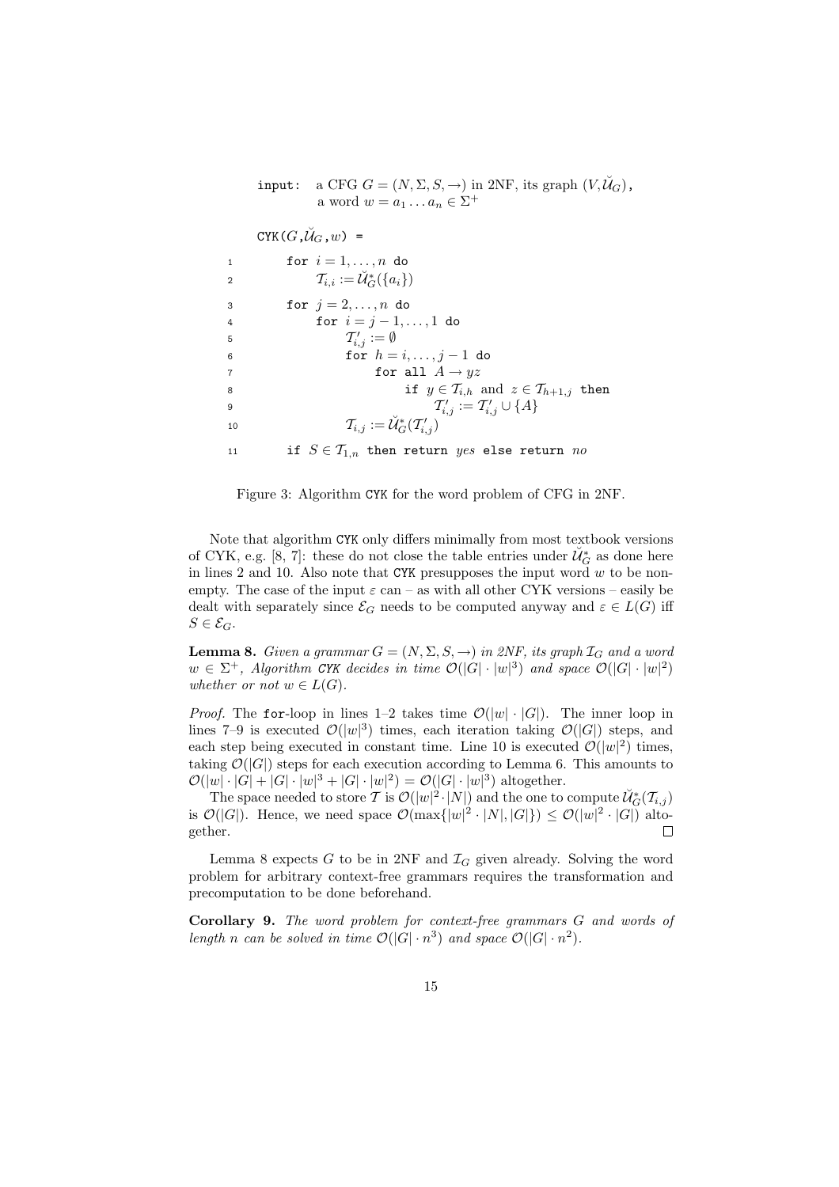```
input:   a CFG G = (N, Σ, S, →) in 2NF, its graph (V, Ǔ_G),
         a word w = a_1 ... a_n ∈ Σ^+

CYK(G, Ǔ_G, w) =
1     for i = 1, ..., n do
2         T_{i,i} := Ǔ*_G({a_i})
3     for j = 2, ..., n do
4         for i = j − 1, ..., 1 do
5             T'_{i,j} := ∅
6             for h = i, ..., j − 1 do
7                 for all A → yz
8                     if y ∈ T_{i,h} and z ∈ T_{h+1,j} then
9                         T'_{i,j} := T'_{i,j} ∪ {A}
10            T_{i,j} := Ǔ*_G(T'_{i,j})
11    if S ∈ T_{1,n} then return yes else return no
```

Figure 3: Algorithm CYK for the word problem of CFG in 2NF.

Note that algorithm CYK only differs minimally from most textbook versions of CYK, e.g. [8, 7]: these do not close the table entries under $\check{\mathcal{U}}_G^*$ as done here in lines 2 and 10. Also note that CYK presupposes the input word $w$ to be non-empty. The case of the input $\varepsilon$ can – as with all other CYK versions – easily be dealt with separately since $\mathcal{E}_G$ needs to be computed anyway and $\varepsilon \in L(G)$ iff $S \in \mathcal{E}_G$.

**Lemma 8.** *Given a grammar $G = (N, \Sigma, S, \rightarrow)$ in 2NF, its graph $\mathcal{I}_G$ and a word $w \in \Sigma^+$, Algorithm CYK decides in time $\mathcal{O}(|G| \cdot |w|^3)$ and space $\mathcal{O}(|G| \cdot |w|^2)$ whether or not $w \in L(G)$.*

*Proof.* The for-loop in lines 1–2 takes time $\mathcal{O}(|w| \cdot |G|)$. The inner loop in lines 7–9 is executed $\mathcal{O}(|w|^3)$ times, each iteration taking $\mathcal{O}(|G|)$ steps, and each step being executed in constant time. Line 10 is executed $\mathcal{O}(|w|^2)$ times, taking $\mathcal{O}(|G|)$ steps for each execution according to Lemma 6. This amounts to $\mathcal{O}(|w| \cdot |G| + |G| \cdot |w|^3 + |G| \cdot |w|^2) = \mathcal{O}(|G| \cdot |w|^3)$ altogether.

The space needed to store $\mathcal{T}$ is $\mathcal{O}(|w|^2 \cdot |N|)$ and the one to compute $\check{\mathcal{U}}_G^*(\mathcal{T}_{i,j})$ is $\mathcal{O}(|G|)$. Hence, we need space $\mathcal{O}(\max\{|w|^2 \cdot |N|, |G|\}) \leq \mathcal{O}(|w|^2 \cdot |G|)$ altogether. □

Lemma 8 expects $G$ to be in 2NF and $\mathcal{I}_G$ given already. Solving the word problem for arbitrary context-free grammars requires the transformation and precomputation to be done beforehand.

**Corollary 9.** *The word problem for context-free grammars $G$ and words of length $n$ can be solved in time $\mathcal{O}(|G| \cdot n^3)$ and space $\mathcal{O}(|G| \cdot n^2)$.*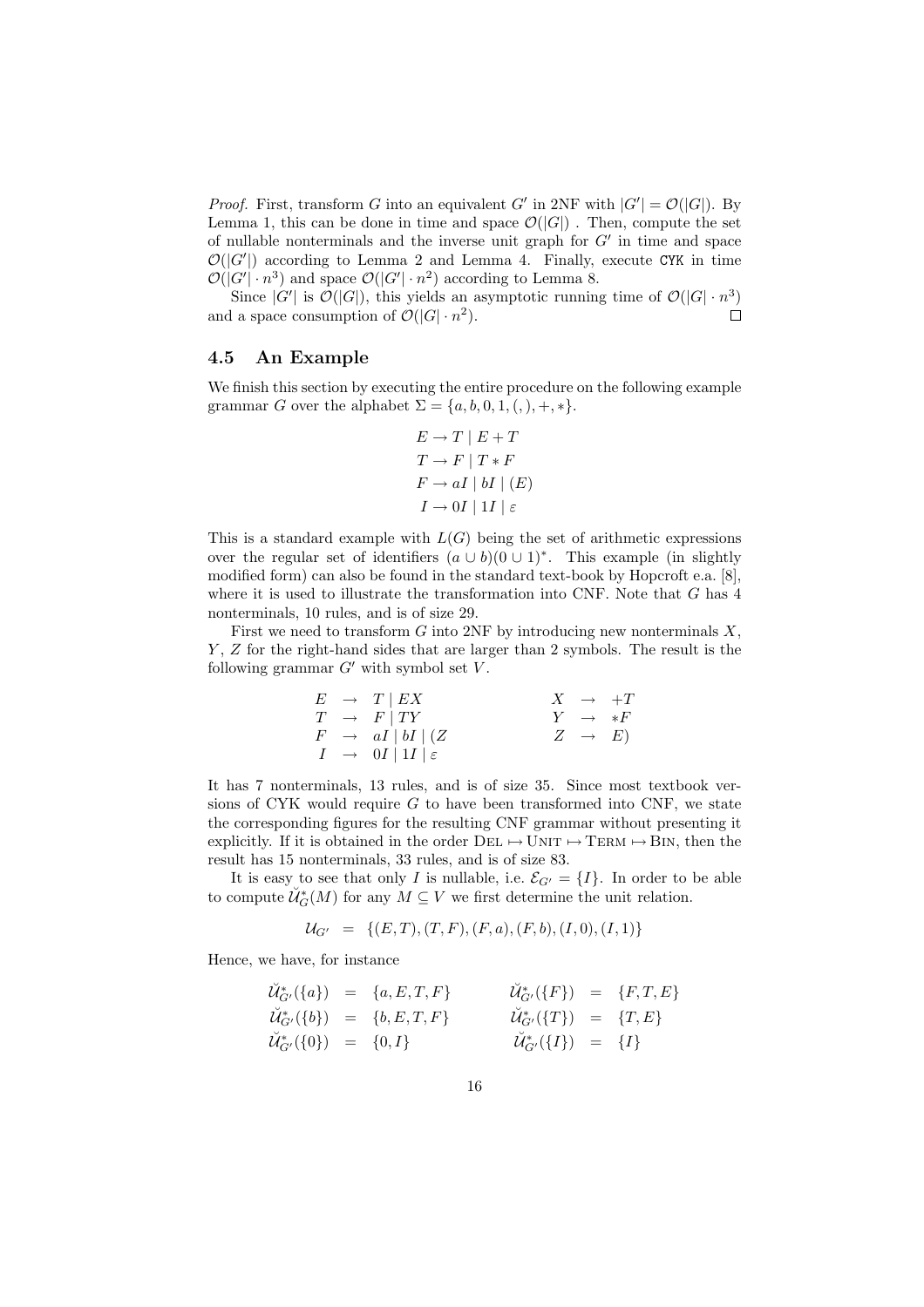*Proof.* First, transform $G$ into an equivalent $G'$ in 2NF with $|G'| = \mathcal{O}(|G|)$. By Lemma 1, this can be done in time and space $\mathcal{O}(|G|)$ . Then, compute the set of nullable nonterminals and the inverse unit graph for $G'$ in time and space $\mathcal{O}(|G'|)$ according to Lemma 2 and Lemma 4. Finally, execute CYK in time $\mathcal{O}(|G'| \cdot n^3)$ and space $\mathcal{O}(|G'| \cdot n^2)$ according to Lemma 8.

Since $|G'|$ is $\mathcal{O}(|G|)$, this yields an asymptotic running time of $\mathcal{O}(|G| \cdot n^3)$ and a space consumption of $\mathcal{O}(|G| \cdot n^2)$. $\square$

### 4.5 An Example

We finish this section by executing the entire procedure on the following example grammar $G$ over the alphabet $\Sigma = \{a, b, 0, 1, (, ), +, *\}$.

$$
\begin{aligned}
E &\to T \mid E + T \\
T &\to F \mid T * F \\
F &\to aI \mid bI \mid (E) \\
I &\to 0I \mid 1I \mid \varepsilon
\end{aligned}
$$

This is a standard example with $L(G)$ being the set of arithmetic expressions over the regular set of identifiers $(a \cup b)(0 \cup 1)^*$. This example (in slightly modified form) can also be found in the standard text-book by Hopcroft e.a. [8], where it is used to illustrate the transformation into CNF. Note that $G$ has 4 nonterminals, 10 rules, and is of size 29.

First we need to transform $G$ into 2NF by introducing new nonterminals $X$, $Y$, $Z$ for the right-hand sides that are larger than 2 symbols. The result is the following grammar $G'$ with symbol set $V$.

$$
\begin{array}{lcl@{\qquad\qquad}lcl}
E & \to & T \mid EX & X & \to & +T \\
T & \to & F \mid TY & Y & \to & *F \\
F & \to & aI \mid bI \mid (Z & Z & \to & E) \\
I & \to & 0I \mid 1I \mid \varepsilon & & &
\end{array}
$$

It has 7 nonterminals, 13 rules, and is of size 35. Since most textbook versions of CYK would require $G$ to have been transformed into CNF, we state the corresponding figures for the resulting CNF grammar without presenting it explicitly. If it is obtained in the order $\text{DEL} \mapsto \text{UNIT} \mapsto \text{TERM} \mapsto \text{BIN}$, then the result has 15 nonterminals, 33 rules, and is of size 83.

It is easy to see that only $I$ is nullable, i.e. $\mathcal{E}_{G'} = \{I\}$. In order to be able to compute $\breve{\mathcal{U}}^*_G(M)$ for any $M \subseteq V$ we first determine the unit relation.

$$\mathcal{U}_{G'} \;\;=\;\; \{(E,T), (T,F), (F,a), (F,b), (I,0), (I,1)\}$$

Hence, we have, for instance

$$
\begin{array}{lcl@{\qquad\qquad}lcl}
\breve{\mathcal{U}}^*_{G'}(\{a\}) & = & \{a, E, T, F\} & \breve{\mathcal{U}}^*_{G'}(\{F\}) & = & \{F, T, E\} \\
\breve{\mathcal{U}}^*_{G'}(\{b\}) & = & \{b, E, T, F\} & \breve{\mathcal{U}}^*_{G'}(\{T\}) & = & \{T, E\} \\
\breve{\mathcal{U}}^*_{G'}(\{0\}) & = & \{0, I\} & \breve{\mathcal{U}}^*_{G'}(\{I\}) & = & \{I\}
\end{array}
$$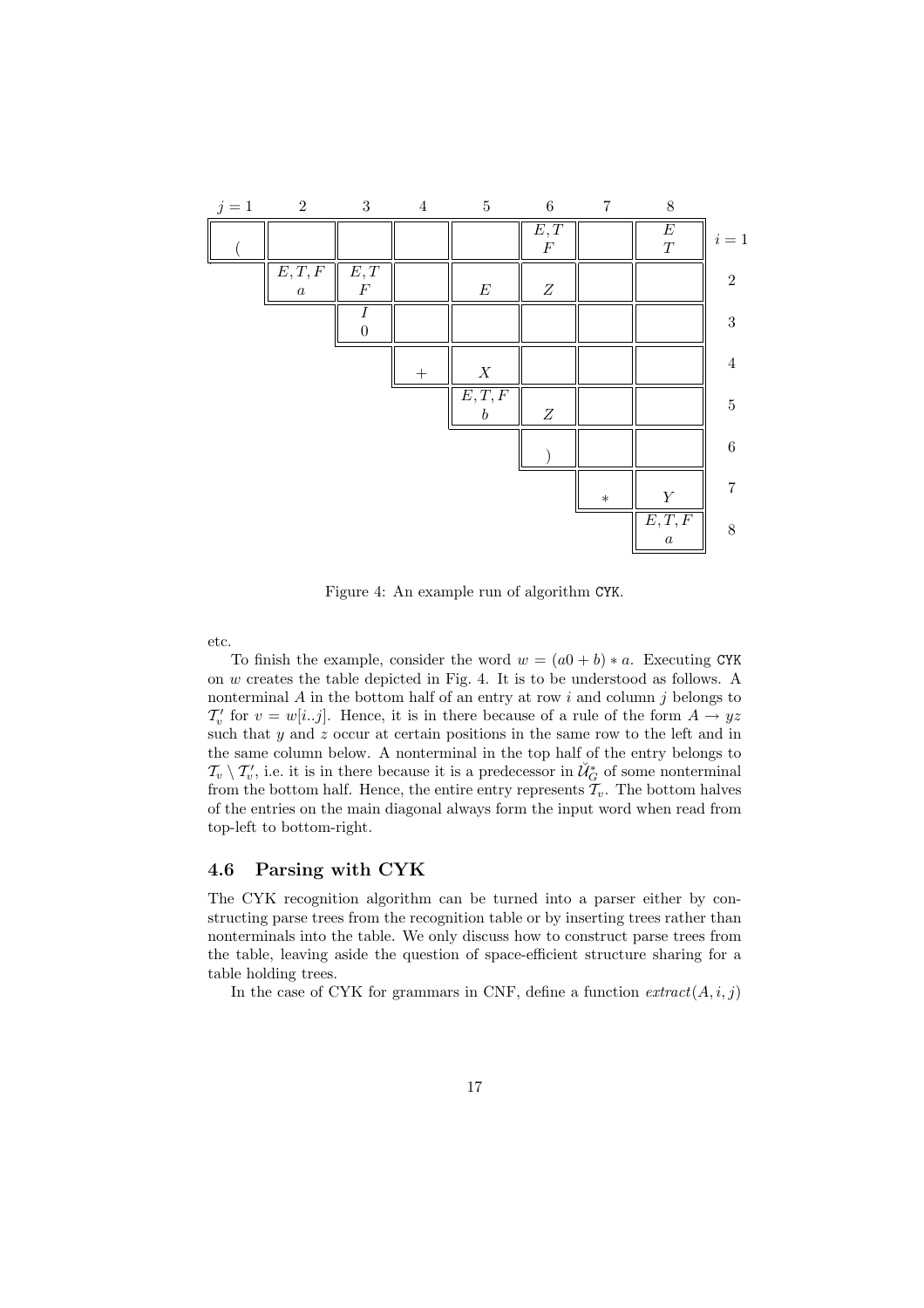| | $j=1$ | 2 | 3 | 4 | 5 | 6 | 7 | 8 |
|---|---|---|---|---|---|---|---|---|
| $i=1$ | ( | | | | | $E,T$ / $F$ | | $E$ / $T$ |
| 2 | | $E,T,F$ / $a$ | $E,T$ / $F$ | | $E$ | $Z$ | | |
| 3 | | | $I$ / $0$ | | | | | |
| 4 | | | | $+$ | $X$ | | | |
| 5 | | | | | $E,T,F$ / $b$ | $Z$ | | |
| 6 | | | | | | ) | | |
| 7 | | | | | | | $*$ | $Y$ |
| 8 | | | | | | | | $E,T,F$ / $a$ |

Figure 4: An example run of algorithm CYK.

etc.

To finish the example, consider the word $w = (a0 + b) * a$. Executing CYK on $w$ creates the table depicted in Fig. 4. It is to be understood as follows. A nonterminal $A$ in the bottom half of an entry at row $i$ and column $j$ belongs to $\mathcal{T}'_v$ for $v = w[i..j]$. Hence, it is in there because of a rule of the form $A \rightarrow yz$ such that $y$ and $z$ occur at certain positions in the same row to the left and in the same column below. A nonterminal in the top half of the entry belongs to $\mathcal{T}_v \setminus \mathcal{T}'_v$, i.e. it is in there because it is a predecessor in $\check{\mathcal{U}}_G^*$ of some nonterminal from the bottom half. Hence, the entire entry represents $\mathcal{T}_v$. The bottom halves of the entries on the main diagonal always form the input word when read from top-left to bottom-right.

### 4.6 Parsing with CYK

The CYK recognition algorithm can be turned into a parser either by constructing parse trees from the recognition table or by inserting trees rather than nonterminals into the table. We only discuss how to construct parse trees from the table, leaving aside the question of space-efficient structure sharing for a table holding trees.

In the case of CYK for grammars in CNF, define a function $extract(A, i, j)$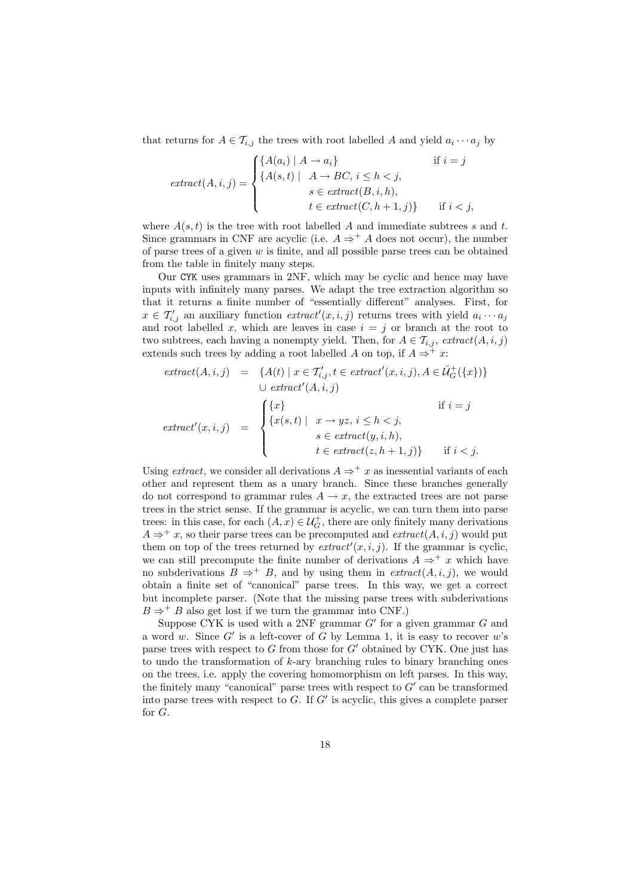that returns for $A \in \mathcal{T}_{i,j}$ the trees with root labelled $A$ and yield $a_i \cdots a_j$ by

$$extract(A, i, j) = \begin{cases} \{A(a_i) \mid A \to a_i\} & \text{if } i = j \\ \{A(s,t) \mid \; A \to BC,\ i \leq h < j, \\ \qquad\qquad s \in extract(B, i, h), \\ \qquad\qquad t \in extract(C, h+1, j)\} & \text{if } i < j, \end{cases}$$

where $A(s,t)$ is the tree with root labelled $A$ and immediate subtrees $s$ and $t$. Since grammars in CNF are acyclic (i.e. $A \Rightarrow^+ A$ does not occur), the number of parse trees of a given $w$ is finite, and all possible parse trees can be obtained from the table in finitely many steps.

Our CYK uses grammars in 2NF, which may be cyclic and hence may have inputs with infinitely many parses. We adapt the tree extraction algorithm so that it returns a finite number of "essentially different" analyses. First, for $x \in \mathcal{T}'_{i,j}$ an auxiliary function $extract'(x, i, j)$ returns trees with yield $a_i \cdots a_j$ and root labelled $x$, which are leaves in case $i = j$ or branch at the root to two subtrees, each having a nonempty yield. Then, for $A \in \mathcal{T}_{i,j}$, $extract(A, i, j)$ extends such trees by adding a root labelled $A$ on top, if $A \Rightarrow^+ x$:

$$\begin{aligned} extract(A, i, j) &= \{A(t) \mid x \in \mathcal{T}'_{i,j}, t \in extract'(x, i, j), A \in \check{\mathcal{U}}^+_G(\{x\})\} \\ &\quad \cup\ extract'(A, i, j) \\ extract'(x, i, j) &= \begin{cases} \{x\} & \text{if } i = j \\ \{x(s,t) \mid \; x \to yz,\ i \leq h < j, \\ \qquad\qquad s \in extract(y, i, h), \\ \qquad\qquad t \in extract(z, h+1, j)\} & \text{if } i < j. \end{cases} \end{aligned}$$

Using *extract*, we consider all derivations $A \Rightarrow^+ x$ as inessential variants of each other and represent them as a unary branch. Since these branches generally do not correspond to grammar rules $A \to x$, the extracted trees are not parse trees in the strict sense. If the grammar is acyclic, we can turn them into parse trees: in this case, for each $(A, x) \in \mathcal{U}^+_G$, there are only finitely many derivations $A \Rightarrow^+ x$, so their parse trees can be precomputed and $extract(A, i, j)$ would put them on top of the trees returned by $extract'(x, i, j)$. If the grammar is cyclic, we can still precompute the finite number of derivations $A \Rightarrow^+ x$ which have no subderivations $B \Rightarrow^+ B$, and by using them in $extract(A, i, j)$, we would obtain a finite set of "canonical" parse trees. In this way, we get a correct but incomplete parser. (Note that the missing parse trees with subderivations $B \Rightarrow^+ B$ also get lost if we turn the grammar into CNF.)

Suppose CYK is used with a 2NF grammar $G'$ for a given grammar $G$ and a word $w$. Since $G'$ is a left-cover of $G$ by Lemma 1, it is easy to recover $w$'s parse trees with respect to $G$ from those for $G'$ obtained by CYK. One just has to undo the transformation of $k$-ary branching rules to binary branching ones on the trees, i.e. apply the covering homomorphism on left parses. In this way, the finitely many "canonical" parse trees with respect to $G'$ can be transformed into parse trees with respect to $G$. If $G'$ is acyclic, this gives a complete parser for $G$.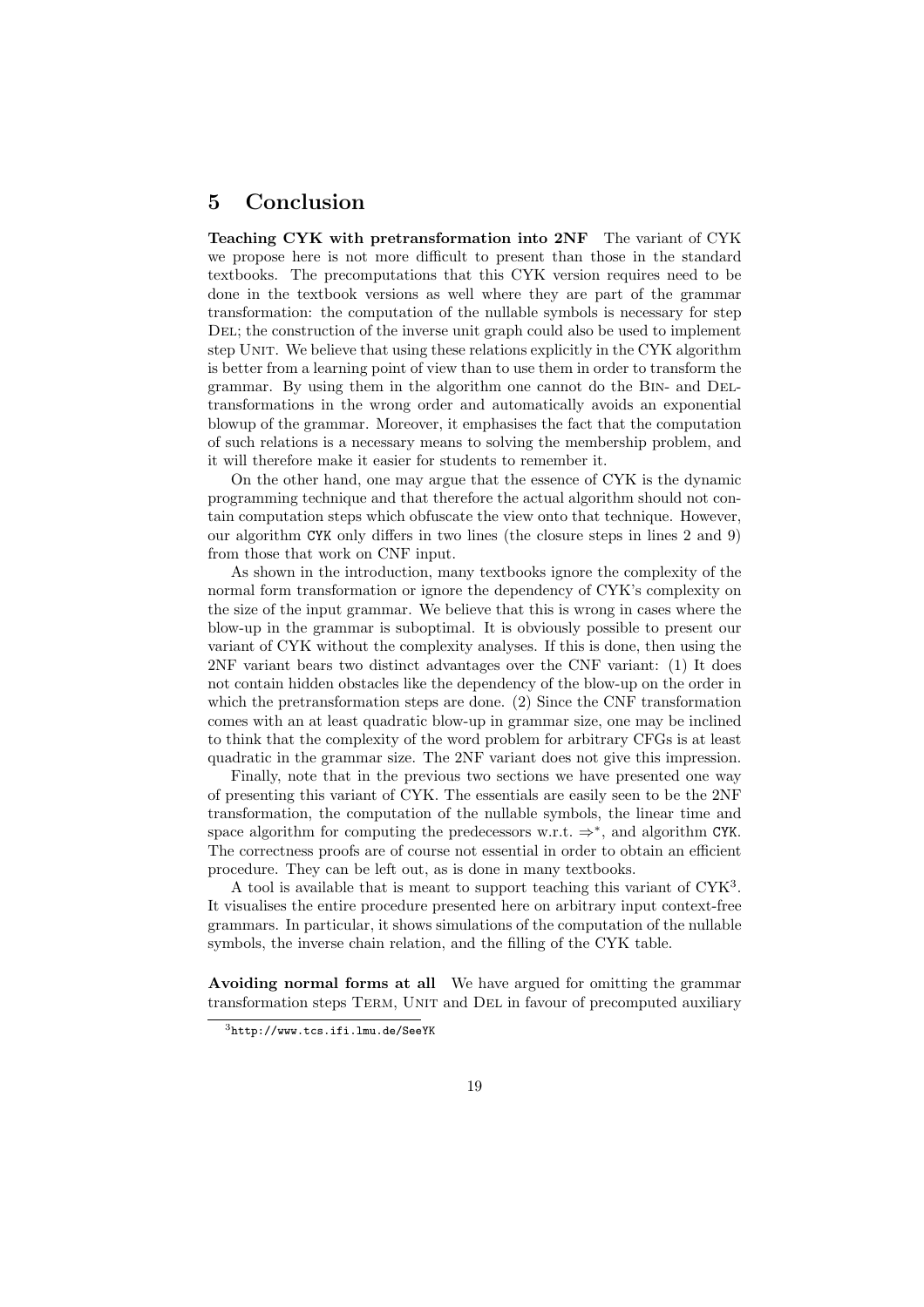## 5 Conclusion

**Teaching CYK with pretransformation into 2NF** The variant of CYK we propose here is not more difficult to present than those in the standard textbooks. The precomputations that this CYK version requires need to be done in the textbook versions as well where they are part of the grammar transformation: the computation of the nullable symbols is necessary for step DEL; the construction of the inverse unit graph could also be used to implement step UNIT. We believe that using these relations explicitly in the CYK algorithm is better from a learning point of view than to use them in order to transform the grammar. By using them in the algorithm one cannot do the BIN- and DEL-transformations in the wrong order and automatically avoids an exponential blowup of the grammar. Moreover, it emphasises the fact that the computation of such relations is a necessary means to solving the membership problem, and it will therefore make it easier for students to remember it.

On the other hand, one may argue that the essence of CYK is the dynamic programming technique and that therefore the actual algorithm should not contain computation steps which obfuscate the view onto that technique. However, our algorithm `CYK` only differs in two lines (the closure steps in lines 2 and 9) from those that work on CNF input.

As shown in the introduction, many textbooks ignore the complexity of the normal form transformation or ignore the dependency of CYK's complexity on the size of the input grammar. We believe that this is wrong in cases where the blow-up in the grammar is suboptimal. It is obviously possible to present our variant of CYK without the complexity analyses. If this is done, then using the 2NF variant bears two distinct advantages over the CNF variant: (1) It does not contain hidden obstacles like the dependency of the blow-up on the order in which the pretransformation steps are done. (2) Since the CNF transformation comes with an at least quadratic blow-up in grammar size, one may be inclined to think that the complexity of the word problem for arbitrary CFGs is at least quadratic in the grammar size. The 2NF variant does not give this impression.

Finally, note that in the previous two sections we have presented one way of presenting this variant of CYK. The essentials are easily seen to be the 2NF transformation, the computation of the nullable symbols, the linear time and space algorithm for computing the predecessors w.r.t. $\Rightarrow^*$, and algorithm `CYK`. The correctness proofs are of course not essential in order to obtain an efficient procedure. They can be left out, as is done in many textbooks.

A tool is available that is meant to support teaching this variant of CYK[3]. It visualises the entire procedure presented here on arbitrary input context-free grammars. In particular, it shows simulations of the computation of the nullable symbols, the inverse chain relation, and the filling of the CYK table.

**Avoiding normal forms at all** We have argued for omitting the grammar transformation steps TERM, UNIT and DEL in favour of precomputed auxiliary

[3] http://www.tcs.ifi.lmu.de/SeeYK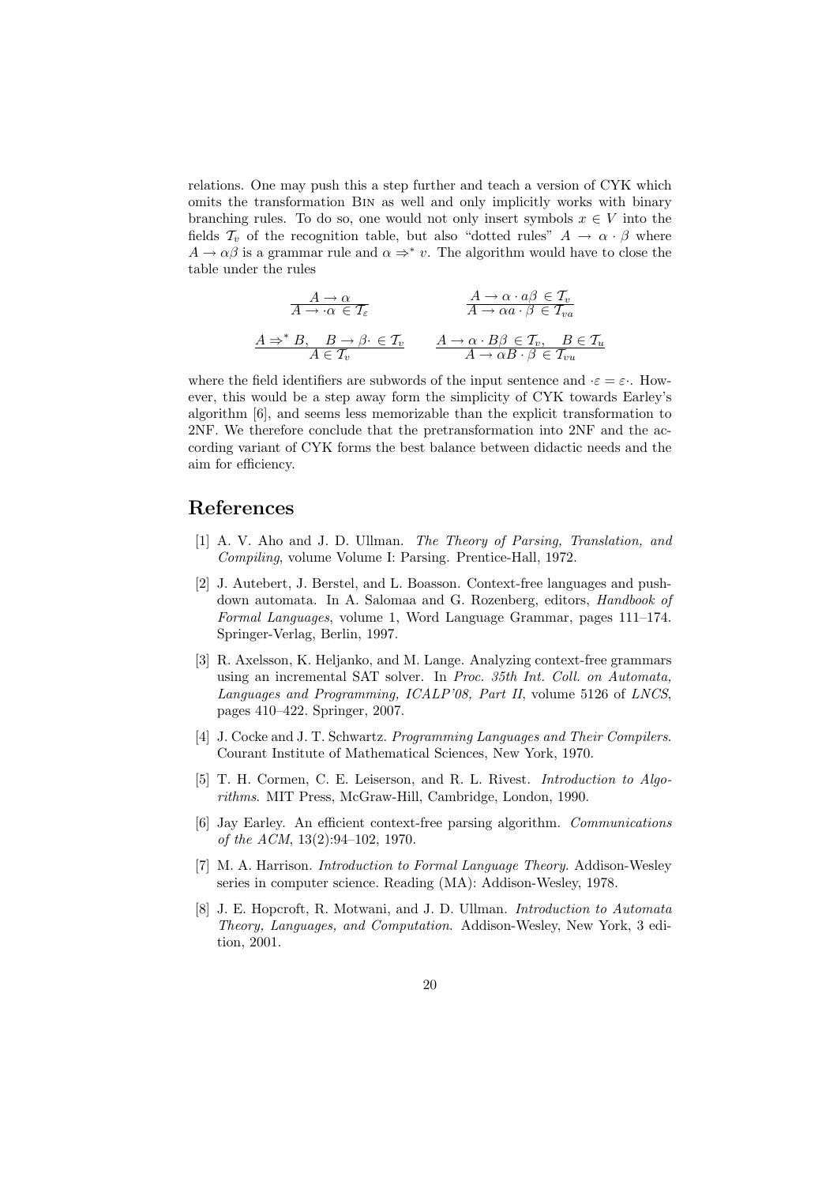relations. One may push this a step further and teach a version of CYK which omits the transformation Bin as well and only implicitly works with binary branching rules. To do so, one would not only insert symbols $x \in V$ into the fields $\mathcal{T}_v$ of the recognition table, but also "dotted rules" $A \to \alpha \cdot \beta$ where $A \to \alpha\beta$ is a grammar rule and $\alpha \Rightarrow^* v$. The algorithm would have to close the table under the rules

$$\frac{A \to \alpha}{A \to \cdot\alpha \in \mathcal{T}_\varepsilon} \qquad\qquad \frac{A \to \alpha \cdot a\beta \in \mathcal{T}_v}{A \to \alpha a \cdot \beta \in \mathcal{T}_{va}}$$

$$\frac{A \Rightarrow^* B, \quad B \to \beta \cdot \in \mathcal{T}_v}{A \in \mathcal{T}_v} \qquad\qquad \frac{A \to \alpha \cdot B\beta \in \mathcal{T}_v, \quad B \in \mathcal{T}_u}{A \to \alpha B \cdot \beta \in \mathcal{T}_{vu}}$$

where the field identifiers are subwords of the input sentence and $\cdot\varepsilon = \varepsilon\cdot$. However, this would be a step away form the simplicity of CYK towards Earley's algorithm [6], and seems less memorizable than the explicit transformation to 2NF. We therefore conclude that the pretransformation into 2NF and the according variant of CYK forms the best balance between didactic needs and the aim for efficiency.

## References

[1] A. V. Aho and J. D. Ullman. *The Theory of Parsing, Translation, and Compiling*, volume Volume I: Parsing. Prentice-Hall, 1972.

[2] J. Autebert, J. Berstel, and L. Boasson. Context-free languages and pushdown automata. In A. Salomaa and G. Rozenberg, editors, *Handbook of Formal Languages*, volume 1, Word Language Grammar, pages 111–174. Springer-Verlag, Berlin, 1997.

[3] R. Axelsson, K. Heljanko, and M. Lange. Analyzing context-free grammars using an incremental SAT solver. In *Proc. 35th Int. Coll. on Automata, Languages and Programming, ICALP'08, Part II*, volume 5126 of *LNCS*, pages 410–422. Springer, 2007.

[4] J. Cocke and J. T. Schwartz. *Programming Languages and Their Compilers*. Courant Institute of Mathematical Sciences, New York, 1970.

[5] T. H. Cormen, C. E. Leiserson, and R. L. Rivest. *Introduction to Algorithms*. MIT Press, McGraw-Hill, Cambridge, London, 1990.

[6] Jay Earley. An efficient context-free parsing algorithm. *Communications of the ACM*, 13(2):94–102, 1970.

[7] M. A. Harrison. *Introduction to Formal Language Theory*. Addison-Wesley series in computer science. Reading (MA): Addison-Wesley, 1978.

[8] J. E. Hopcroft, R. Motwani, and J. D. Ullman. *Introduction to Automata Theory, Languages, and Computation*. Addison-Wesley, New York, 3 edition, 2001.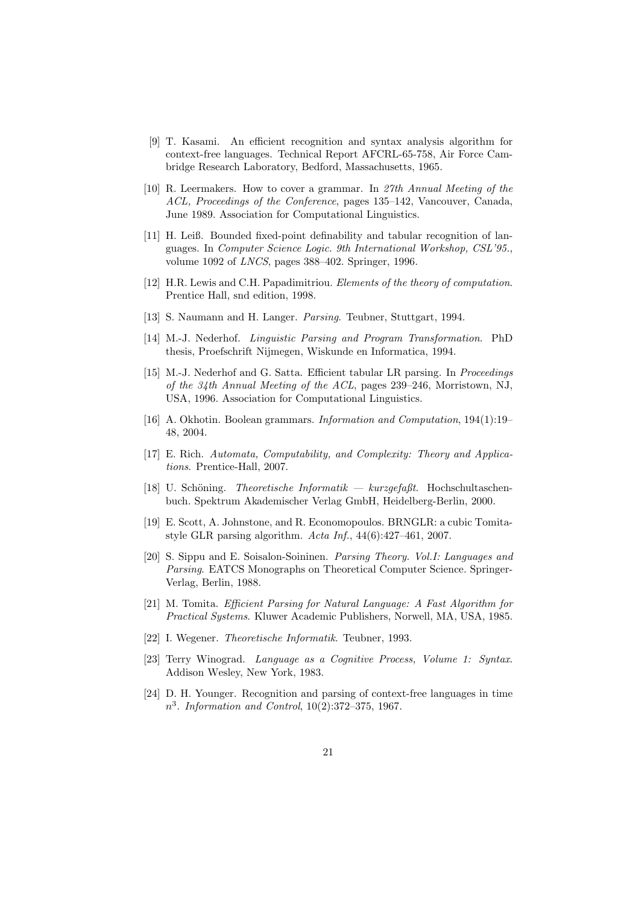[9] T. Kasami. An efficient recognition and syntax analysis algorithm for context-free languages. Technical Report AFCRL-65-758, Air Force Cambridge Research Laboratory, Bedford, Massachusetts, 1965.

[10] R. Leermakers. How to cover a grammar. In *27th Annual Meeting of the ACL, Proceedings of the Conference*, pages 135–142, Vancouver, Canada, June 1989. Association for Computational Linguistics.

[11] H. Leiß. Bounded fixed-point definability and tabular recognition of languages. In *Computer Science Logic. 9th International Workshop, CSL'95.*, volume 1092 of *LNCS*, pages 388–402. Springer, 1996.

[12] H.R. Lewis and C.H. Papadimitriou. *Elements of the theory of computation*. Prentice Hall, snd edition, 1998.

[13] S. Naumann and H. Langer. *Parsing*. Teubner, Stuttgart, 1994.

[14] M.-J. Nederhof. *Linguistic Parsing and Program Transformation*. PhD thesis, Proefschrift Nijmegen, Wiskunde en Informatica, 1994.

[15] M.-J. Nederhof and G. Satta. Efficient tabular LR parsing. In *Proceedings of the 34th Annual Meeting of the ACL*, pages 239–246, Morristown, NJ, USA, 1996. Association for Computational Linguistics.

[16] A. Okhotin. Boolean grammars. *Information and Computation*, 194(1):19–48, 2004.

[17] E. Rich. *Automata, Computability, and Complexity: Theory and Applications*. Prentice-Hall, 2007.

[18] U. Schöning. *Theoretische Informatik — kurzgefaßt*. Hochschultaschenbuch. Spektrum Akademischer Verlag GmbH, Heidelberg-Berlin, 2000.

[19] E. Scott, A. Johnstone, and R. Economopoulos. BRNGLR: a cubic Tomita-style GLR parsing algorithm. *Acta Inf.*, 44(6):427–461, 2007.

[20] S. Sippu and E. Soisalon-Soininen. *Parsing Theory. Vol.I: Languages and Parsing*. EATCS Monographs on Theoretical Computer Science. Springer-Verlag, Berlin, 1988.

[21] M. Tomita. *Efficient Parsing for Natural Language: A Fast Algorithm for Practical Systems*. Kluwer Academic Publishers, Norwell, MA, USA, 1985.

[22] I. Wegener. *Theoretische Informatik*. Teubner, 1993.

[23] Terry Winograd. *Language as a Cognitive Process, Volume 1: Syntax*. Addison Wesley, New York, 1983.

[24] D. H. Younger. Recognition and parsing of context-free languages in time $n^3$. *Information and Control*, 10(2):372–375, 1967.